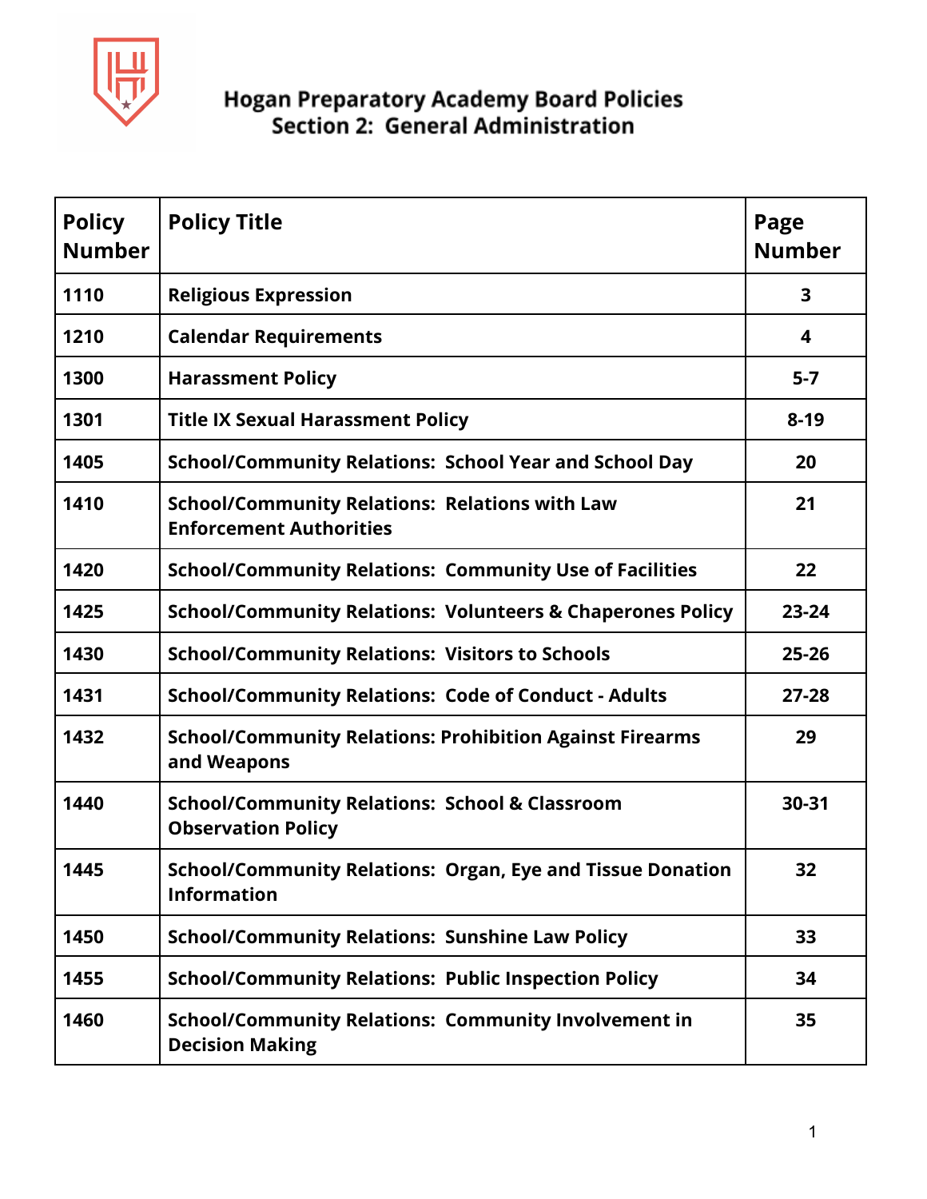# Hogan Preparatory Academy Board Policies
## Section 2: General Administration

| Policy Number | Policy Title | Page Number |
|---|---|---|
| 1110 | Religious Expression | 3 |
| 1210 | Calendar Requirements | 4 |
| 1300 | Harassment Policy | 5-7 |
| 1301 | Title IX Sexual Harassment Policy | 8-19 |
| 1405 | School/Community Relations: School Year and School Day | 20 |
| 1410 | School/Community Relations: Relations with Law Enforcement Authorities | 21 |
| 1420 | School/Community Relations: Community Use of Facilities | 22 |
| 1425 | School/Community Relations: Volunteers & Chaperones Policy | 23-24 |
| 1430 | School/Community Relations: Visitors to Schools | 25-26 |
| 1431 | School/Community Relations: Code of Conduct - Adults | 27-28 |
| 1432 | School/Community Relations: Prohibition Against Firearms and Weapons | 29 |
| 1440 | School/Community Relations: School & Classroom Observation Policy | 30-31 |
| 1445 | School/Community Relations: Organ, Eye and Tissue Donation Information | 32 |
| 1450 | School/Community Relations: Sunshine Law Policy | 33 |
| 1455 | School/Community Relations: Public Inspection Policy | 34 |
| 1460 | School/Community Relations: Community Involvement in Decision Making | 35 |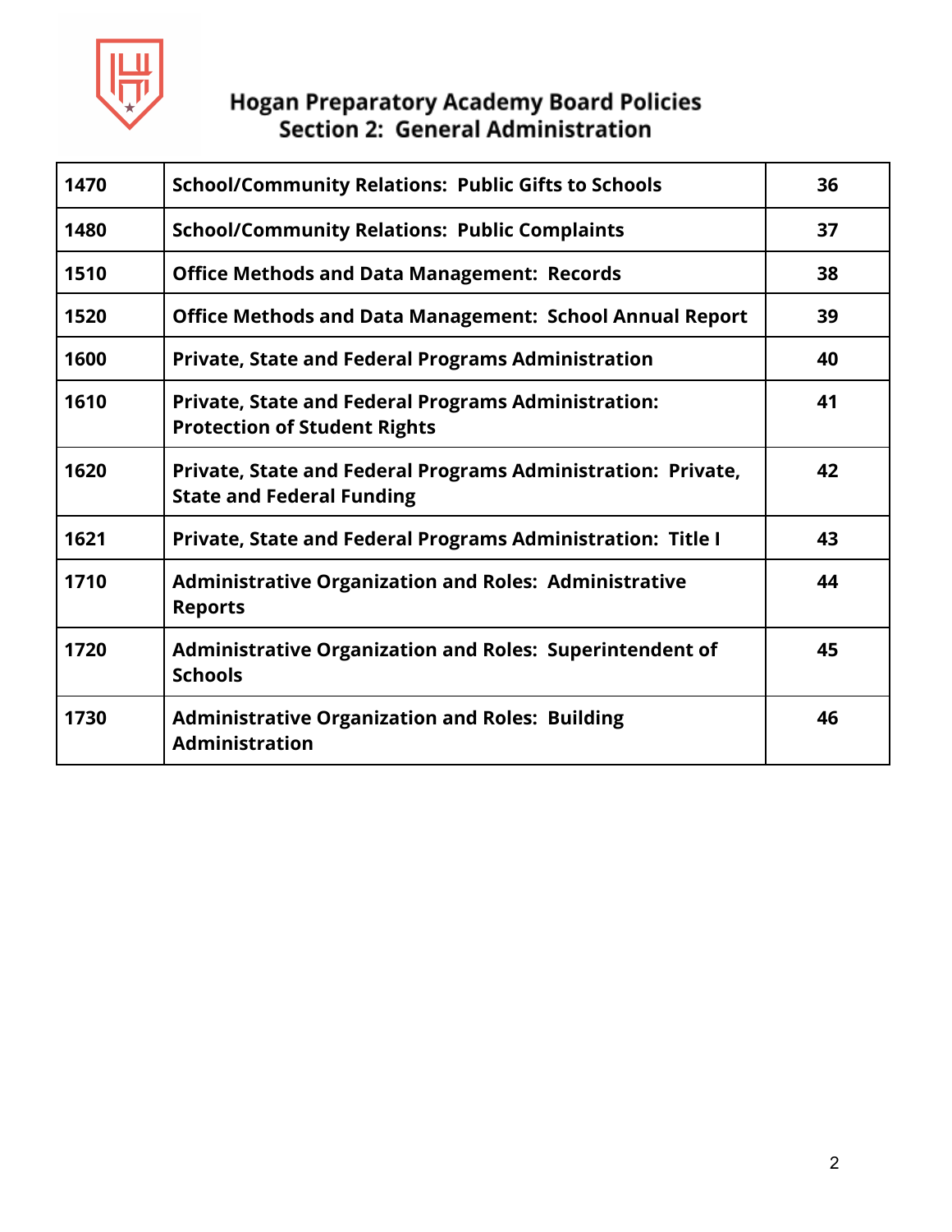# Hogan Preparatory Academy Board Policies
## Section 2: General Administration

| | | |
|---|---|---|
| **1470** | **School/Community Relations: Public Gifts to Schools** | **36** |
| **1480** | **School/Community Relations: Public Complaints** | **37** |
| **1510** | **Office Methods and Data Management: Records** | **38** |
| **1520** | **Office Methods and Data Management: School Annual Report** | **39** |
| **1600** | **Private, State and Federal Programs Administration** | **40** |
| **1610** | **Private, State and Federal Programs Administration: Protection of Student Rights** | **41** |
| **1620** | **Private, State and Federal Programs Administration: Private, State and Federal Funding** | **42** |
| **1621** | **Private, State and Federal Programs Administration: Title I** | **43** |
| **1710** | **Administrative Organization and Roles: Administrative Reports** | **44** |
| **1720** | **Administrative Organization and Roles: Superintendent of Schools** | **45** |
| **1730** | **Administrative Organization and Roles: Building Administration** | **46** |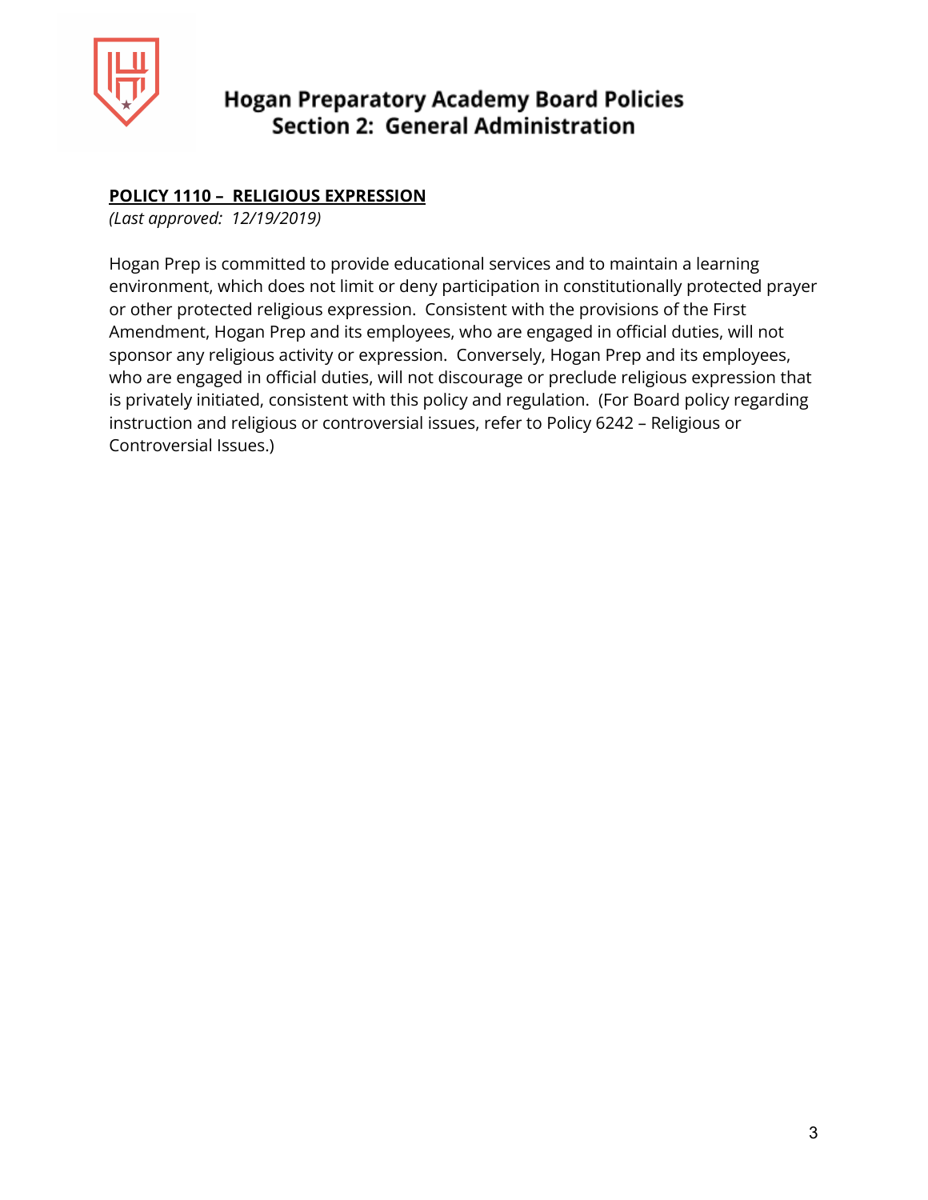## POLICY 1110 – RELIGIOUS EXPRESSION

*(Last approved: 12/19/2019)*

Hogan Prep is committed to provide educational services and to maintain a learning environment, which does not limit or deny participation in constitutionally protected prayer or other protected religious expression. Consistent with the provisions of the First Amendment, Hogan Prep and its employees, who are engaged in official duties, will not sponsor any religious activity or expression. Conversely, Hogan Prep and its employees, who are engaged in official duties, will not discourage or preclude religious expression that is privately initiated, consistent with this policy and regulation. (For Board policy regarding instruction and religious or controversial issues, refer to Policy 6242 – Religious or Controversial Issues.)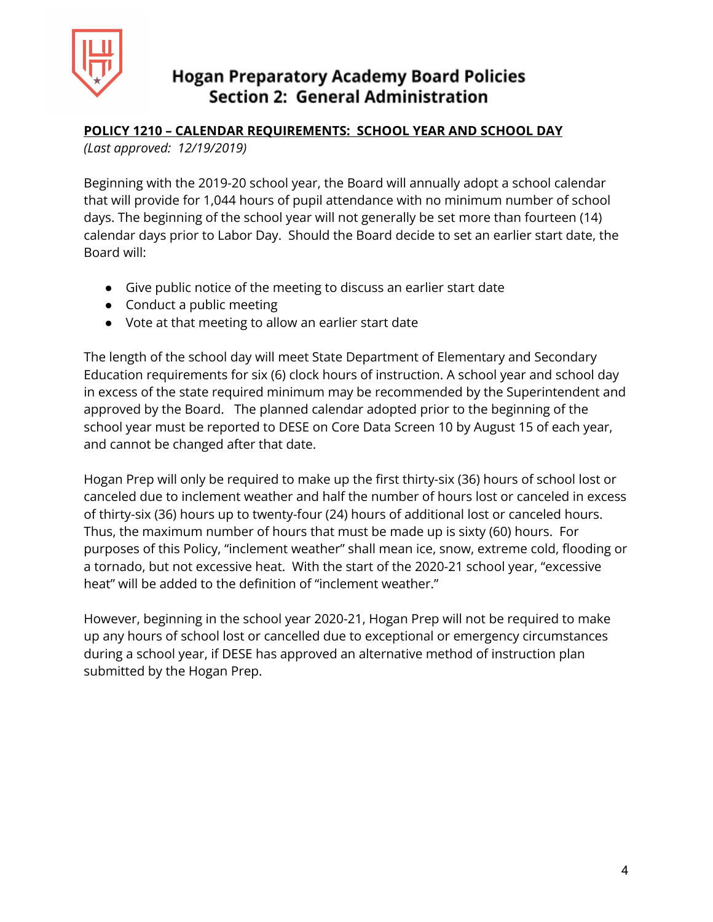# Hogan Preparatory Academy Board Policies
## Section 2: General Administration

**POLICY 1210 – CALENDAR REQUIREMENTS: SCHOOL YEAR AND SCHOOL DAY**

*(Last approved: 12/19/2019)*

Beginning with the 2019-20 school year, the Board will annually adopt a school calendar that will provide for 1,044 hours of pupil attendance with no minimum number of school days. The beginning of the school year will not generally be set more than fourteen (14) calendar days prior to Labor Day. Should the Board decide to set an earlier start date, the Board will:

- Give public notice of the meeting to discuss an earlier start date
- Conduct a public meeting
- Vote at that meeting to allow an earlier start date

The length of the school day will meet State Department of Elementary and Secondary Education requirements for six (6) clock hours of instruction. A school year and school day in excess of the state required minimum may be recommended by the Superintendent and approved by the Board. The planned calendar adopted prior to the beginning of the school year must be reported to DESE on Core Data Screen 10 by August 15 of each year, and cannot be changed after that date.

Hogan Prep will only be required to make up the first thirty-six (36) hours of school lost or canceled due to inclement weather and half the number of hours lost or canceled in excess of thirty-six (36) hours up to twenty-four (24) hours of additional lost or canceled hours. Thus, the maximum number of hours that must be made up is sixty (60) hours. For purposes of this Policy, "inclement weather" shall mean ice, snow, extreme cold, flooding or a tornado, but not excessive heat. With the start of the 2020-21 school year, "excessive heat" will be added to the definition of "inclement weather."

However, beginning in the school year 2020-21, Hogan Prep will not be required to make up any hours of school lost or cancelled due to exceptional or emergency circumstances during a school year, if DESE has approved an alternative method of instruction plan submitted by the Hogan Prep.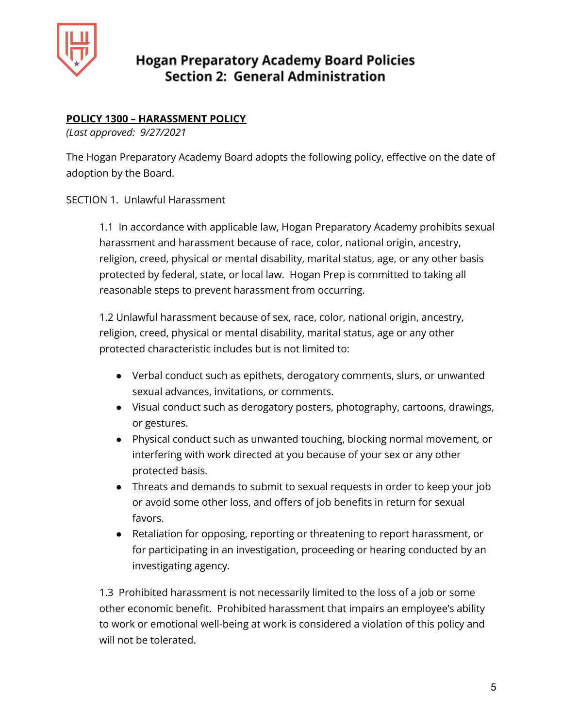# Hogan Preparatory Academy Board Policies
## Section 2: General Administration

**POLICY 1300 – HARASSMENT POLICY**

*(Last approved: 9/27/2021*

The Hogan Preparatory Academy Board adopts the following policy, effective on the date of adoption by the Board.

SECTION 1. Unlawful Harassment

1.1 In accordance with applicable law, Hogan Preparatory Academy prohibits sexual harassment and harassment because of race, color, national origin, ancestry, religion, creed, physical or mental disability, marital status, age, or any other basis protected by federal, state, or local law. Hogan Prep is committed to taking all reasonable steps to prevent harassment from occurring.

1.2 Unlawful harassment because of sex, race, color, national origin, ancestry, religion, creed, physical or mental disability, marital status, age or any other protected characteristic includes but is not limited to:

- Verbal conduct such as epithets, derogatory comments, slurs, or unwanted sexual advances, invitations, or comments.
- Visual conduct such as derogatory posters, photography, cartoons, drawings, or gestures.
- Physical conduct such as unwanted touching, blocking normal movement, or interfering with work directed at you because of your sex or any other protected basis.
- Threats and demands to submit to sexual requests in order to keep your job or avoid some other loss, and offers of job benefits in return for sexual favors.
- Retaliation for opposing, reporting or threatening to report harassment, or for participating in an investigation, proceeding or hearing conducted by an investigating agency.

1.3 Prohibited harassment is not necessarily limited to the loss of a job or some other economic benefit. Prohibited harassment that impairs an employee's ability to work or emotional well-being at work is considered a violation of this policy and will not be tolerated.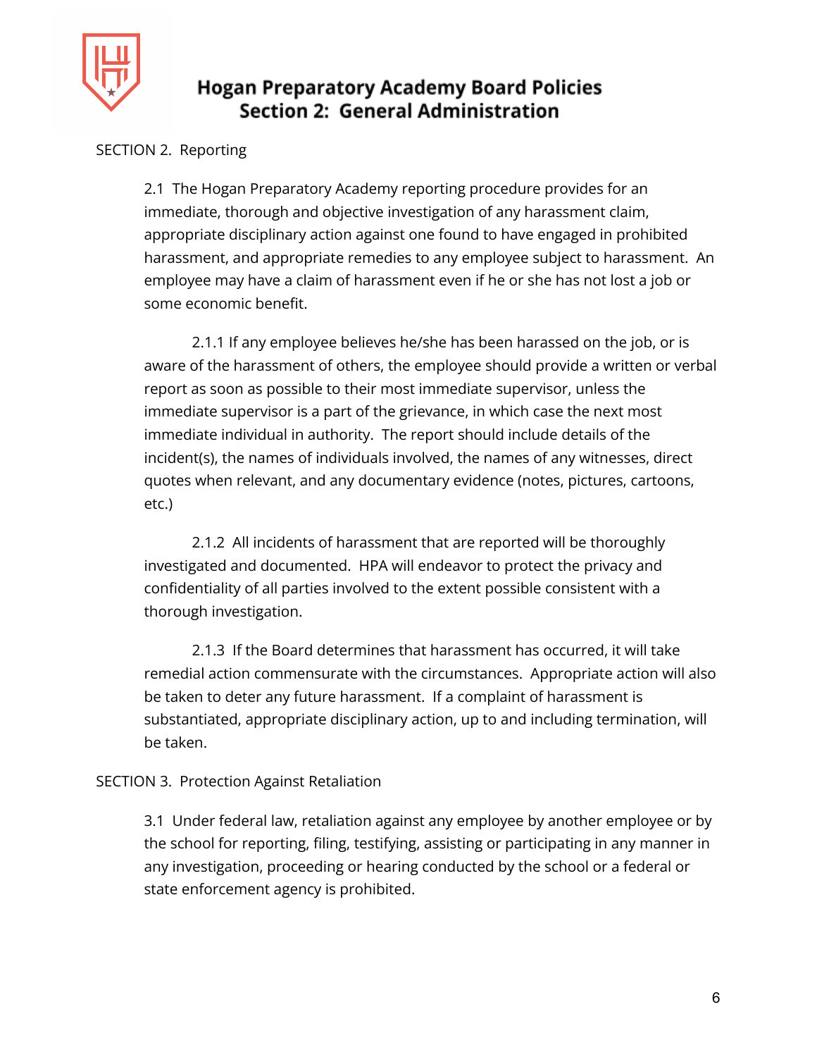# Hogan Preparatory Academy Board Policies
## Section 2: General Administration

SECTION 2. Reporting

2.1 The Hogan Preparatory Academy reporting procedure provides for an immediate, thorough and objective investigation of any harassment claim, appropriate disciplinary action against one found to have engaged in prohibited harassment, and appropriate remedies to any employee subject to harassment. An employee may have a claim of harassment even if he or she has not lost a job or some economic benefit.

2.1.1 If any employee believes he/she has been harassed on the job, or is aware of the harassment of others, the employee should provide a written or verbal report as soon as possible to their most immediate supervisor, unless the immediate supervisor is a part of the grievance, in which case the next most immediate individual in authority. The report should include details of the incident(s), the names of individuals involved, the names of any witnesses, direct quotes when relevant, and any documentary evidence (notes, pictures, cartoons, etc.)

2.1.2 All incidents of harassment that are reported will be thoroughly investigated and documented. HPA will endeavor to protect the privacy and confidentiality of all parties involved to the extent possible consistent with a thorough investigation.

2.1.3 If the Board determines that harassment has occurred, it will take remedial action commensurate with the circumstances. Appropriate action will also be taken to deter any future harassment. If a complaint of harassment is substantiated, appropriate disciplinary action, up to and including termination, will be taken.

SECTION 3. Protection Against Retaliation

3.1 Under federal law, retaliation against any employee by another employee or by the school for reporting, filing, testifying, assisting or participating in any manner in any investigation, proceeding or hearing conducted by the school or a federal or state enforcement agency is prohibited.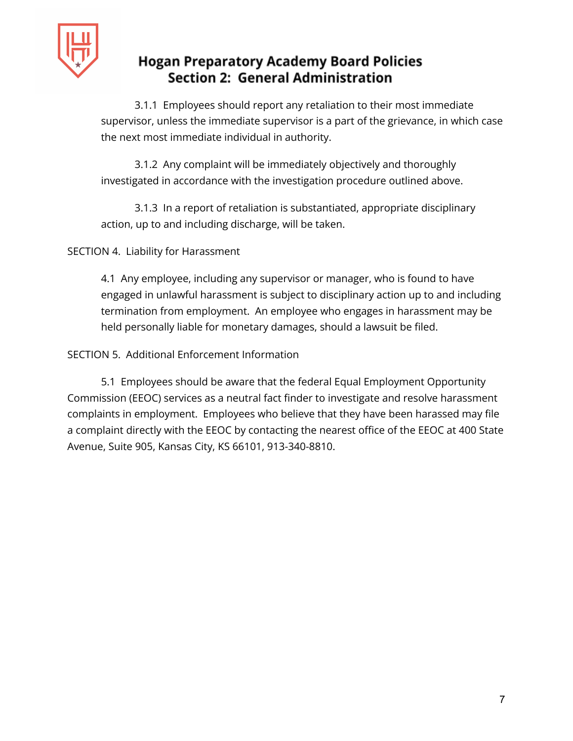3.1.1 Employees should report any retaliation to their most immediate supervisor, unless the immediate supervisor is a part of the grievance, in which case the next most immediate individual in authority.

3.1.2 Any complaint will be immediately objectively and thoroughly investigated in accordance with the investigation procedure outlined above.

3.1.3 In a report of retaliation is substantiated, appropriate disciplinary action, up to and including discharge, will be taken.

SECTION 4. Liability for Harassment

4.1 Any employee, including any supervisor or manager, who is found to have engaged in unlawful harassment is subject to disciplinary action up to and including termination from employment. An employee who engages in harassment may be held personally liable for monetary damages, should a lawsuit be filed.

SECTION 5. Additional Enforcement Information

5.1 Employees should be aware that the federal Equal Employment Opportunity Commission (EEOC) services as a neutral fact finder to investigate and resolve harassment complaints in employment. Employees who believe that they have been harassed may file a complaint directly with the EEOC by contacting the nearest office of the EEOC at 400 State Avenue, Suite 905, Kansas City, KS 66101, 913-340-8810.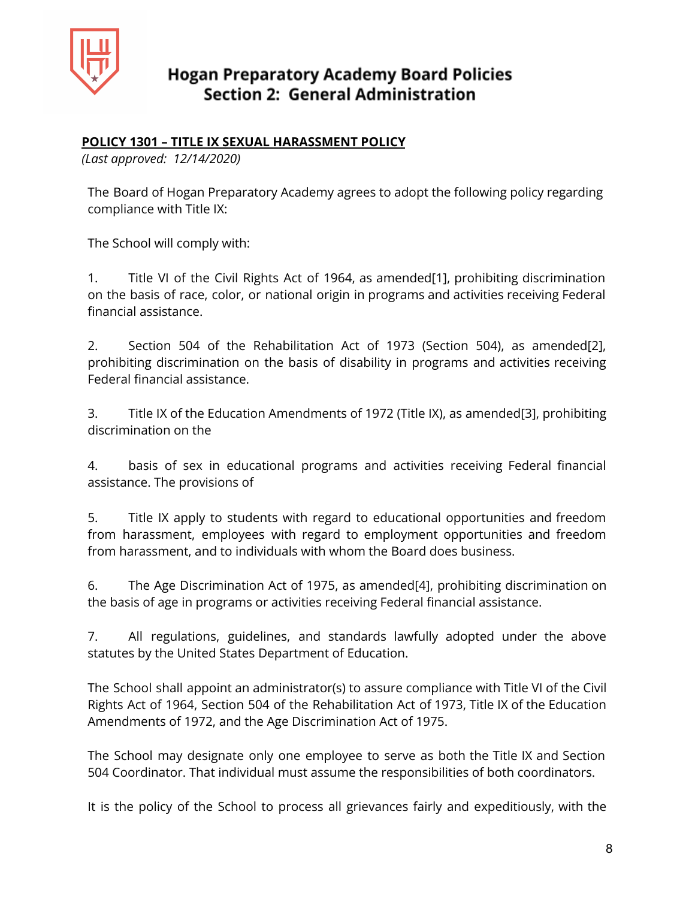# Hogan Preparatory Academy Board Policies
## Section 2: General Administration

**POLICY 1301 – TITLE IX SEXUAL HARASSMENT POLICY**

*(Last approved: 12/14/2020)*

The Board of Hogan Preparatory Academy agrees to adopt the following policy regarding compliance with Title IX:

The School will comply with:

1. Title VI of the Civil Rights Act of 1964, as amended[1], prohibiting discrimination on the basis of race, color, or national origin in programs and activities receiving Federal financial assistance.

2. Section 504 of the Rehabilitation Act of 1973 (Section 504), as amended[2], prohibiting discrimination on the basis of disability in programs and activities receiving Federal financial assistance.

3. Title IX of the Education Amendments of 1972 (Title IX), as amended[3], prohibiting discrimination on the

4. basis of sex in educational programs and activities receiving Federal financial assistance. The provisions of

5. Title IX apply to students with regard to educational opportunities and freedom from harassment, employees with regard to employment opportunities and freedom from harassment, and to individuals with whom the Board does business.

6. The Age Discrimination Act of 1975, as amended[4], prohibiting discrimination on the basis of age in programs or activities receiving Federal financial assistance.

7. All regulations, guidelines, and standards lawfully adopted under the above statutes by the United States Department of Education.

The School shall appoint an administrator(s) to assure compliance with Title VI of the Civil Rights Act of 1964, Section 504 of the Rehabilitation Act of 1973, Title IX of the Education Amendments of 1972, and the Age Discrimination Act of 1975.

The School may designate only one employee to serve as both the Title IX and Section 504 Coordinator. That individual must assume the responsibilities of both coordinators.

It is the policy of the School to process all grievances fairly and expeditiously, with the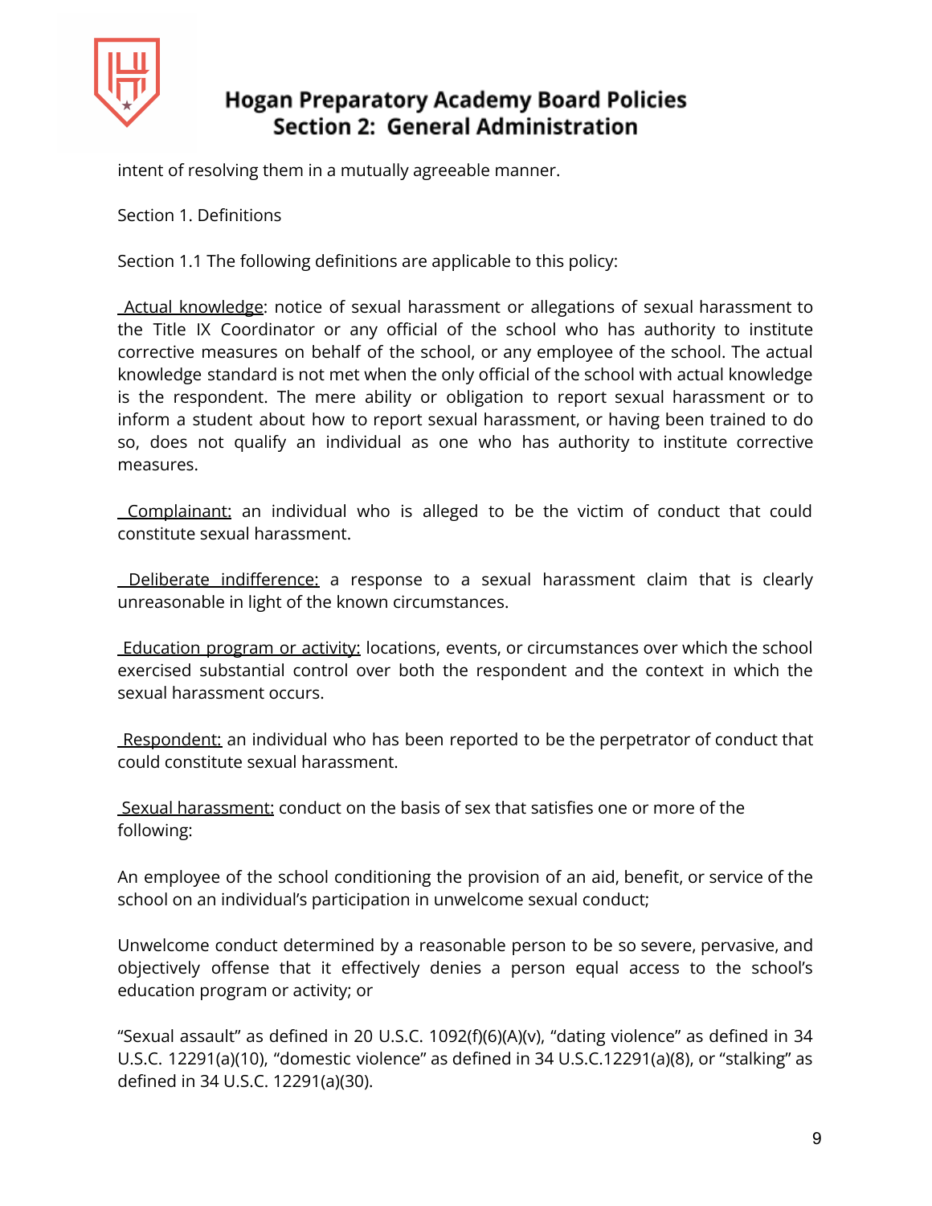intent of resolving them in a mutually agreeable manner.

Section 1. Definitions

Section 1.1 The following definitions are applicable to this policy:

Actual knowledge: notice of sexual harassment or allegations of sexual harassment to the Title IX Coordinator or any official of the school who has authority to institute corrective measures on behalf of the school, or any employee of the school. The actual knowledge standard is not met when the only official of the school with actual knowledge is the respondent. The mere ability or obligation to report sexual harassment or to inform a student about how to report sexual harassment, or having been trained to do so, does not qualify an individual as one who has authority to institute corrective measures.

Complainant: an individual who is alleged to be the victim of conduct that could constitute sexual harassment.

Deliberate indifference: a response to a sexual harassment claim that is clearly unreasonable in light of the known circumstances.

Education program or activity: locations, events, or circumstances over which the school exercised substantial control over both the respondent and the context in which the sexual harassment occurs.

Respondent: an individual who has been reported to be the perpetrator of conduct that could constitute sexual harassment.

Sexual harassment: conduct on the basis of sex that satisfies one or more of the following:

An employee of the school conditioning the provision of an aid, benefit, or service of the school on an individual's participation in unwelcome sexual conduct;

Unwelcome conduct determined by a reasonable person to be so severe, pervasive, and objectively offense that it effectively denies a person equal access to the school's education program or activity; or

"Sexual assault" as defined in 20 U.S.C. 1092(f)(6)(A)(v), "dating violence" as defined in 34 U.S.C. 12291(a)(10), "domestic violence" as defined in 34 U.S.C.12291(a)(8), or "stalking" as defined in 34 U.S.C. 12291(a)(30).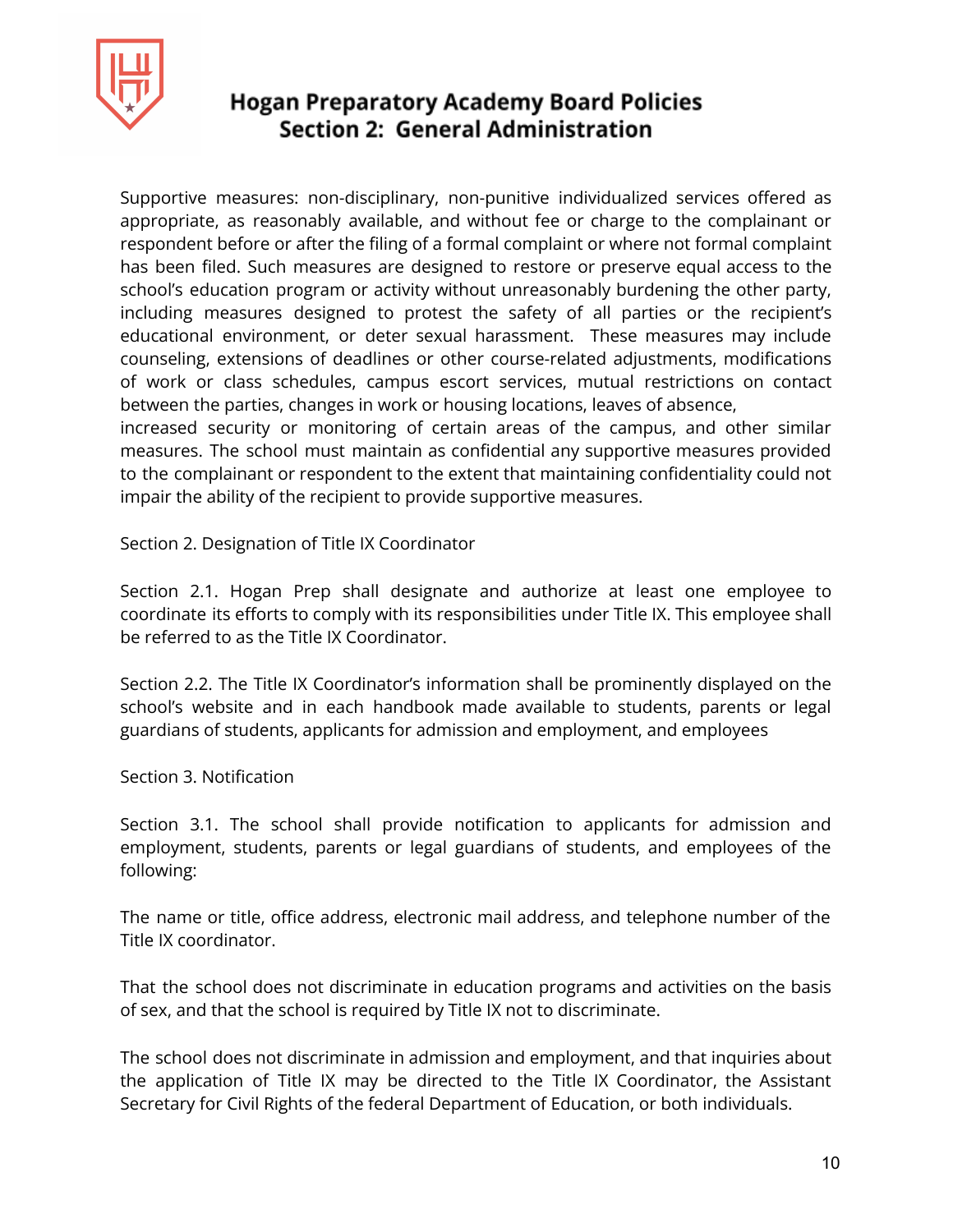Supportive measures: non-disciplinary, non-punitive individualized services offered as appropriate, as reasonably available, and without fee or charge to the complainant or respondent before or after the filing of a formal complaint or where not formal complaint has been filed. Such measures are designed to restore or preserve equal access to the school's education program or activity without unreasonably burdening the other party, including measures designed to protest the safety of all parties or the recipient's educational environment, or deter sexual harassment. These measures may include counseling, extensions of deadlines or other course-related adjustments, modifications of work or class schedules, campus escort services, mutual restrictions on contact between the parties, changes in work or housing locations, leaves of absence, increased security or monitoring of certain areas of the campus, and other similar measures. The school must maintain as confidential any supportive measures provided to the complainant or respondent to the extent that maintaining confidentiality could not impair the ability of the recipient to provide supportive measures.

Section 2. Designation of Title IX Coordinator

Section 2.1. Hogan Prep shall designate and authorize at least one employee to coordinate its efforts to comply with its responsibilities under Title IX. This employee shall be referred to as the Title IX Coordinator.

Section 2.2. The Title IX Coordinator's information shall be prominently displayed on the school's website and in each handbook made available to students, parents or legal guardians of students, applicants for admission and employment, and employees

Section 3. Notification

Section 3.1. The school shall provide notification to applicants for admission and employment, students, parents or legal guardians of students, and employees of the following:

The name or title, office address, electronic mail address, and telephone number of the Title IX coordinator.

That the school does not discriminate in education programs and activities on the basis of sex, and that the school is required by Title IX not to discriminate.

The school does not discriminate in admission and employment, and that inquiries about the application of Title IX may be directed to the Title IX Coordinator, the Assistant Secretary for Civil Rights of the federal Department of Education, or both individuals.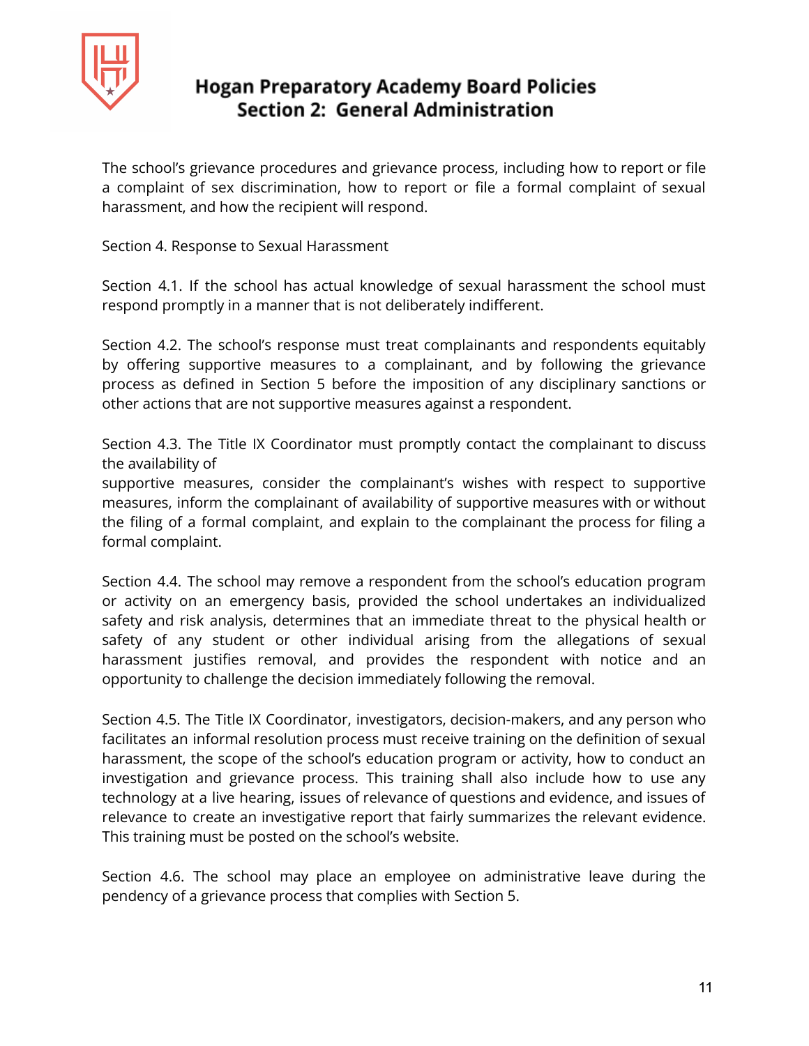The school's grievance procedures and grievance process, including how to report or file a complaint of sex discrimination, how to report or file a formal complaint of sexual harassment, and how the recipient will respond.

Section 4. Response to Sexual Harassment

Section 4.1. If the school has actual knowledge of sexual harassment the school must respond promptly in a manner that is not deliberately indifferent.

Section 4.2. The school's response must treat complainants and respondents equitably by offering supportive measures to a complainant, and by following the grievance process as defined in Section 5 before the imposition of any disciplinary sanctions or other actions that are not supportive measures against a respondent.

Section 4.3. The Title IX Coordinator must promptly contact the complainant to discuss the availability of supportive measures, consider the complainant's wishes with respect to supportive measures, inform the complainant of availability of supportive measures with or without the filing of a formal complaint, and explain to the complainant the process for filing a formal complaint.

Section 4.4. The school may remove a respondent from the school's education program or activity on an emergency basis, provided the school undertakes an individualized safety and risk analysis, determines that an immediate threat to the physical health or safety of any student or other individual arising from the allegations of sexual harassment justifies removal, and provides the respondent with notice and an opportunity to challenge the decision immediately following the removal.

Section 4.5. The Title IX Coordinator, investigators, decision-makers, and any person who facilitates an informal resolution process must receive training on the definition of sexual harassment, the scope of the school's education program or activity, how to conduct an investigation and grievance process. This training shall also include how to use any technology at a live hearing, issues of relevance of questions and evidence, and issues of relevance to create an investigative report that fairly summarizes the relevant evidence. This training must be posted on the school's website.

Section 4.6. The school may place an employee on administrative leave during the pendency of a grievance process that complies with Section 5.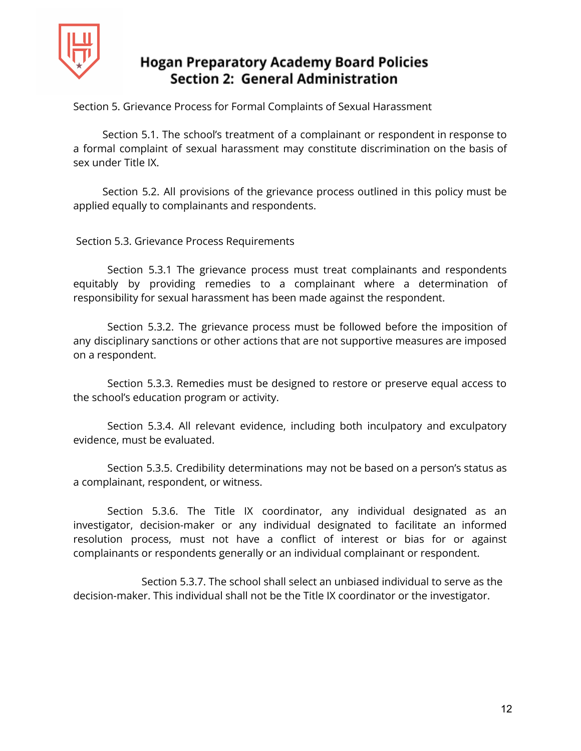Section 5. Grievance Process for Formal Complaints of Sexual Harassment

Section 5.1. The school's treatment of a complainant or respondent in response to a formal complaint of sexual harassment may constitute discrimination on the basis of sex under Title IX.

Section 5.2. All provisions of the grievance process outlined in this policy must be applied equally to complainants and respondents.

Section 5.3. Grievance Process Requirements

Section 5.3.1 The grievance process must treat complainants and respondents equitably by providing remedies to a complainant where a determination of responsibility for sexual harassment has been made against the respondent.

Section 5.3.2. The grievance process must be followed before the imposition of any disciplinary sanctions or other actions that are not supportive measures are imposed on a respondent.

Section 5.3.3. Remedies must be designed to restore or preserve equal access to the school's education program or activity.

Section 5.3.4. All relevant evidence, including both inculpatory and exculpatory evidence, must be evaluated.

Section 5.3.5. Credibility determinations may not be based on a person's status as a complainant, respondent, or witness.

Section 5.3.6. The Title IX coordinator, any individual designated as an investigator, decision-maker or any individual designated to facilitate an informed resolution process, must not have a conflict of interest or bias for or against complainants or respondents generally or an individual complainant or respondent.

Section 5.3.7. The school shall select an unbiased individual to serve as the decision-maker. This individual shall not be the Title IX coordinator or the investigator.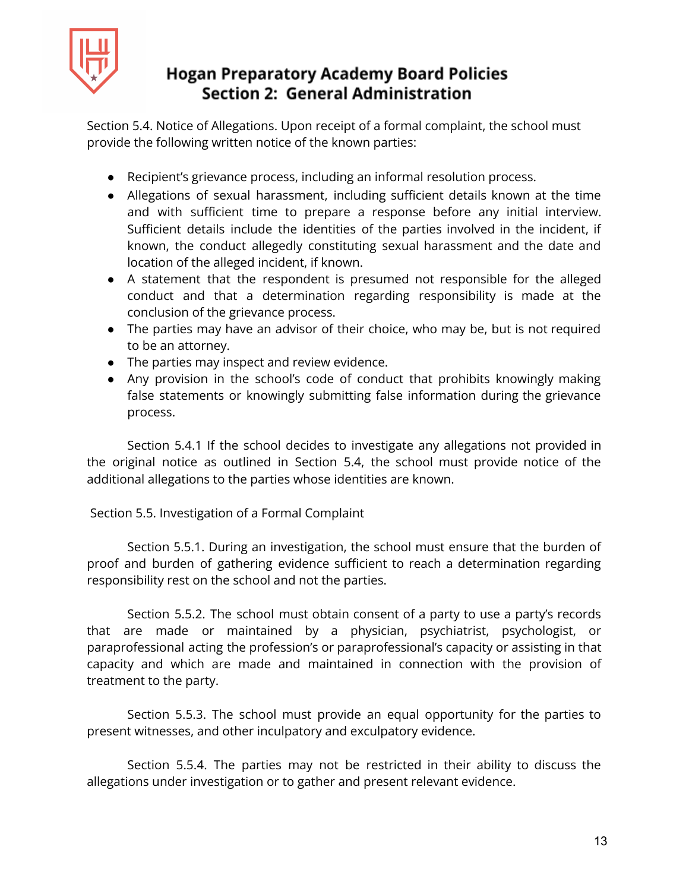Section 5.4. Notice of Allegations. Upon receipt of a formal complaint, the school must provide the following written notice of the known parties:

- Recipient's grievance process, including an informal resolution process.
- Allegations of sexual harassment, including sufficient details known at the time and with sufficient time to prepare a response before any initial interview. Sufficient details include the identities of the parties involved in the incident, if known, the conduct allegedly constituting sexual harassment and the date and location of the alleged incident, if known.
- A statement that the respondent is presumed not responsible for the alleged conduct and that a determination regarding responsibility is made at the conclusion of the grievance process.
- The parties may have an advisor of their choice, who may be, but is not required to be an attorney.
- The parties may inspect and review evidence.
- Any provision in the school's code of conduct that prohibits knowingly making false statements or knowingly submitting false information during the grievance process.

Section 5.4.1 If the school decides to investigate any allegations not provided in the original notice as outlined in Section 5.4, the school must provide notice of the additional allegations to the parties whose identities are known.

Section 5.5. Investigation of a Formal Complaint

Section 5.5.1. During an investigation, the school must ensure that the burden of proof and burden of gathering evidence sufficient to reach a determination regarding responsibility rest on the school and not the parties.

Section 5.5.2. The school must obtain consent of a party to use a party's records that are made or maintained by a physician, psychiatrist, psychologist, or paraprofessional acting the profession's or paraprofessional's capacity or assisting in that capacity and which are made and maintained in connection with the provision of treatment to the party.

Section 5.5.3. The school must provide an equal opportunity for the parties to present witnesses, and other inculpatory and exculpatory evidence.

Section 5.5.4. The parties may not be restricted in their ability to discuss the allegations under investigation or to gather and present relevant evidence.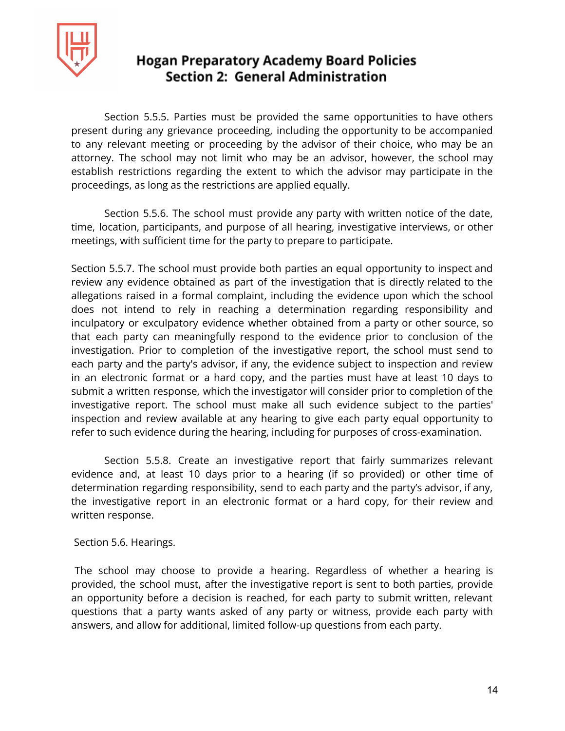Section 5.5.5. Parties must be provided the same opportunities to have others present during any grievance proceeding, including the opportunity to be accompanied to any relevant meeting or proceeding by the advisor of their choice, who may be an attorney. The school may not limit who may be an advisor, however, the school may establish restrictions regarding the extent to which the advisor may participate in the proceedings, as long as the restrictions are applied equally.

Section 5.5.6. The school must provide any party with written notice of the date, time, location, participants, and purpose of all hearing, investigative interviews, or other meetings, with sufficient time for the party to prepare to participate.

Section 5.5.7. The school must provide both parties an equal opportunity to inspect and review any evidence obtained as part of the investigation that is directly related to the allegations raised in a formal complaint, including the evidence upon which the school does not intend to rely in reaching a determination regarding responsibility and inculpatory or exculpatory evidence whether obtained from a party or other source, so that each party can meaningfully respond to the evidence prior to conclusion of the investigation. Prior to completion of the investigative report, the school must send to each party and the party's advisor, if any, the evidence subject to inspection and review in an electronic format or a hard copy, and the parties must have at least 10 days to submit a written response, which the investigator will consider prior to completion of the investigative report. The school must make all such evidence subject to the parties' inspection and review available at any hearing to give each party equal opportunity to refer to such evidence during the hearing, including for purposes of cross-examination.

Section 5.5.8. Create an investigative report that fairly summarizes relevant evidence and, at least 10 days prior to a hearing (if so provided) or other time of determination regarding responsibility, send to each party and the party's advisor, if any, the investigative report in an electronic format or a hard copy, for their review and written response.

Section 5.6. Hearings.

The school may choose to provide a hearing. Regardless of whether a hearing is provided, the school must, after the investigative report is sent to both parties, provide an opportunity before a decision is reached, for each party to submit written, relevant questions that a party wants asked of any party or witness, provide each party with answers, and allow for additional, limited follow-up questions from each party.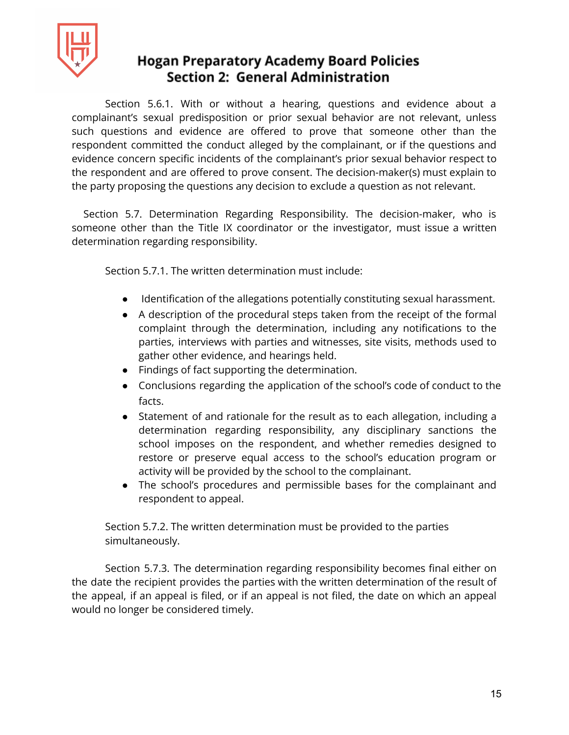Section 5.6.1. With or without a hearing, questions and evidence about a complainant's sexual predisposition or prior sexual behavior are not relevant, unless such questions and evidence are offered to prove that someone other than the respondent committed the conduct alleged by the complainant, or if the questions and evidence concern specific incidents of the complainant's prior sexual behavior respect to the respondent and are offered to prove consent. The decision-maker(s) must explain to the party proposing the questions any decision to exclude a question as not relevant.

Section 5.7. Determination Regarding Responsibility. The decision-maker, who is someone other than the Title IX coordinator or the investigator, must issue a written determination regarding responsibility.

Section 5.7.1. The written determination must include:

- Identification of the allegations potentially constituting sexual harassment.
- A description of the procedural steps taken from the receipt of the formal complaint through the determination, including any notifications to the parties, interviews with parties and witnesses, site visits, methods used to gather other evidence, and hearings held.
- Findings of fact supporting the determination.
- Conclusions regarding the application of the school's code of conduct to the facts.
- Statement of and rationale for the result as to each allegation, including a determination regarding responsibility, any disciplinary sanctions the school imposes on the respondent, and whether remedies designed to restore or preserve equal access to the school's education program or activity will be provided by the school to the complainant.
- The school's procedures and permissible bases for the complainant and respondent to appeal.

Section 5.7.2. The written determination must be provided to the parties simultaneously.

Section 5.7.3. The determination regarding responsibility becomes final either on the date the recipient provides the parties with the written determination of the result of the appeal, if an appeal is filed, or if an appeal is not filed, the date on which an appeal would no longer be considered timely.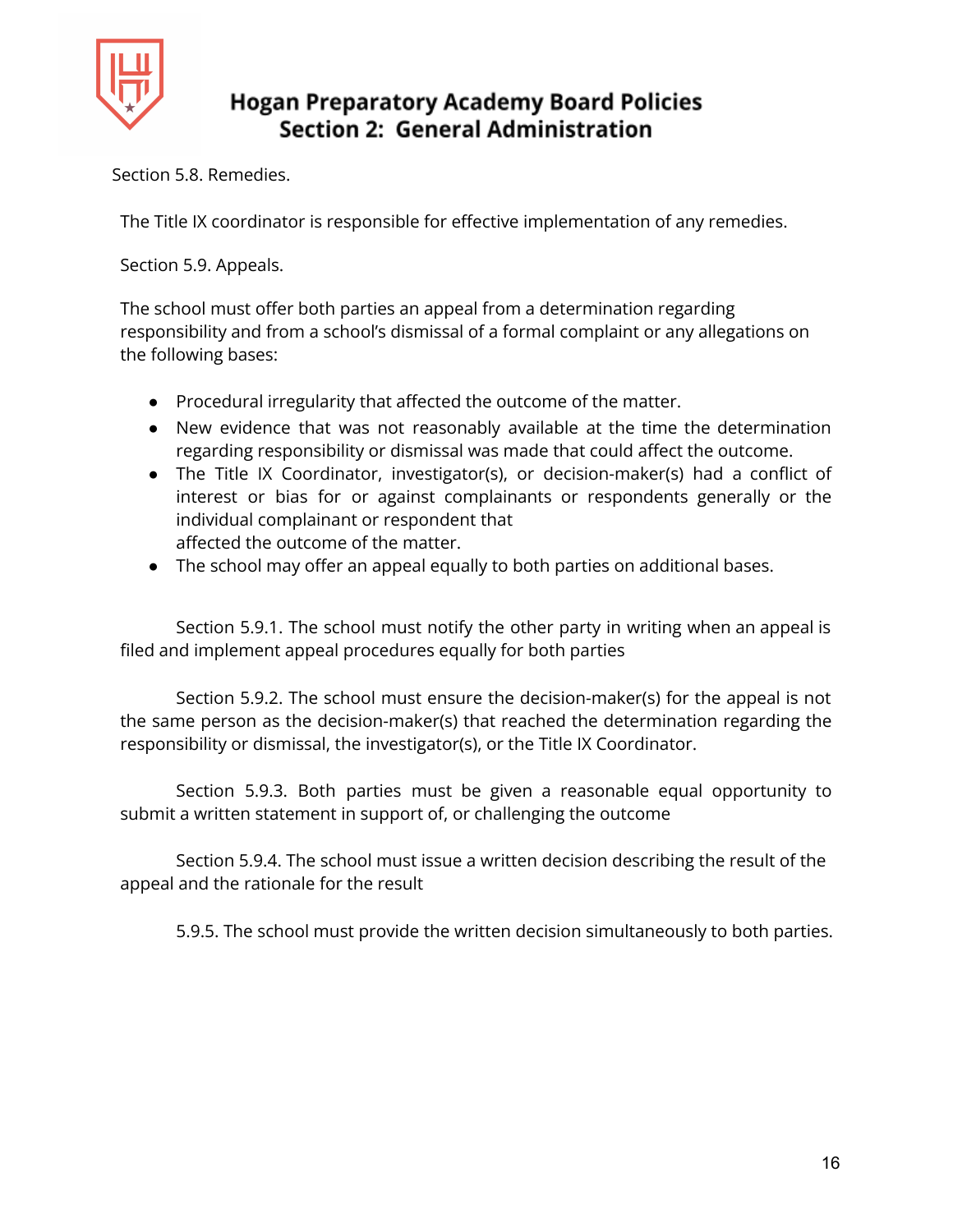Section 5.8. Remedies.

The Title IX coordinator is responsible for effective implementation of any remedies.

Section 5.9. Appeals.

The school must offer both parties an appeal from a determination regarding responsibility and from a school's dismissal of a formal complaint or any allegations on the following bases:

- Procedural irregularity that affected the outcome of the matter.
- New evidence that was not reasonably available at the time the determination regarding responsibility or dismissal was made that could affect the outcome.
- The Title IX Coordinator, investigator(s), or decision-maker(s) had a conflict of interest or bias for or against complainants or respondents generally or the individual complainant or respondent that affected the outcome of the matter.
- The school may offer an appeal equally to both parties on additional bases.

Section 5.9.1. The school must notify the other party in writing when an appeal is filed and implement appeal procedures equally for both parties

Section 5.9.2. The school must ensure the decision-maker(s) for the appeal is not the same person as the decision-maker(s) that reached the determination regarding the responsibility or dismissal, the investigator(s), or the Title IX Coordinator.

Section 5.9.3. Both parties must be given a reasonable equal opportunity to submit a written statement in support of, or challenging the outcome

Section 5.9.4. The school must issue a written decision describing the result of the appeal and the rationale for the result

5.9.5. The school must provide the written decision simultaneously to both parties.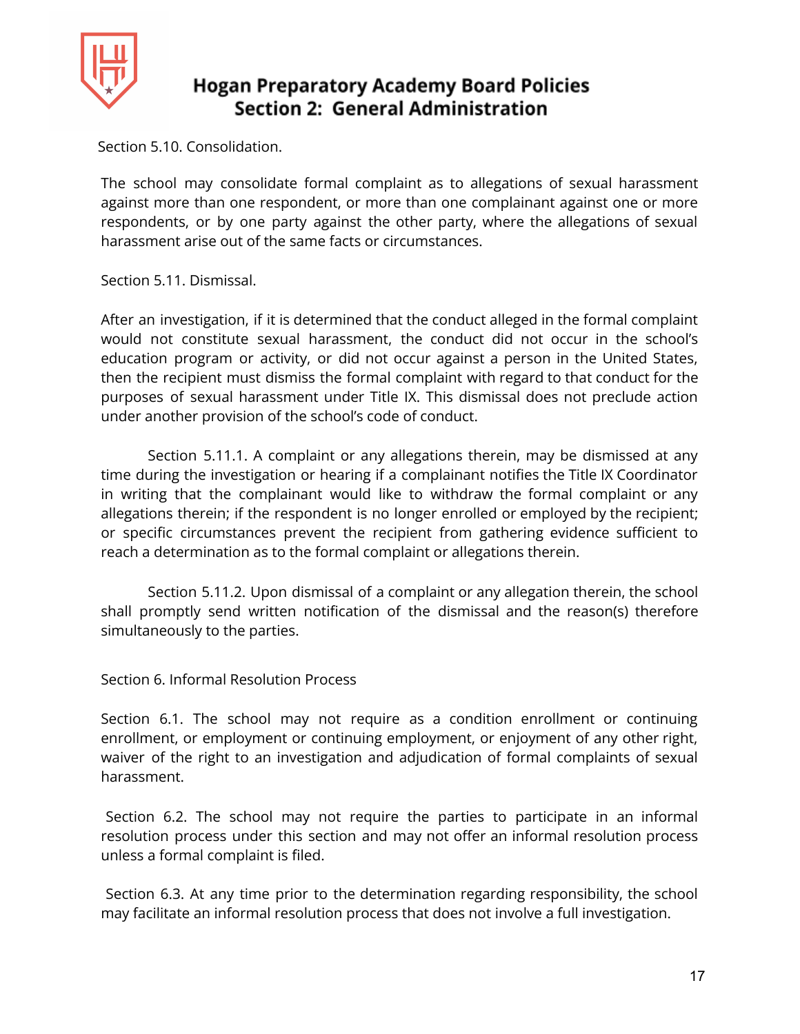Section 5.10. Consolidation.

The school may consolidate formal complaint as to allegations of sexual harassment against more than one respondent, or more than one complainant against one or more respondents, or by one party against the other party, where the allegations of sexual harassment arise out of the same facts or circumstances.

Section 5.11. Dismissal.

After an investigation, if it is determined that the conduct alleged in the formal complaint would not constitute sexual harassment, the conduct did not occur in the school's education program or activity, or did not occur against a person in the United States, then the recipient must dismiss the formal complaint with regard to that conduct for the purposes of sexual harassment under Title IX. This dismissal does not preclude action under another provision of the school's code of conduct.

Section 5.11.1. A complaint or any allegations therein, may be dismissed at any time during the investigation or hearing if a complainant notifies the Title IX Coordinator in writing that the complainant would like to withdraw the formal complaint or any allegations therein; if the respondent is no longer enrolled or employed by the recipient; or specific circumstances prevent the recipient from gathering evidence sufficient to reach a determination as to the formal complaint or allegations therein.

Section 5.11.2. Upon dismissal of a complaint or any allegation therein, the school shall promptly send written notification of the dismissal and the reason(s) therefore simultaneously to the parties.

Section 6. Informal Resolution Process

Section 6.1. The school may not require as a condition enrollment or continuing enrollment, or employment or continuing employment, or enjoyment of any other right, waiver of the right to an investigation and adjudication of formal complaints of sexual harassment.

Section 6.2. The school may not require the parties to participate in an informal resolution process under this section and may not offer an informal resolution process unless a formal complaint is filed.

Section 6.3. At any time prior to the determination regarding responsibility, the school may facilitate an informal resolution process that does not involve a full investigation.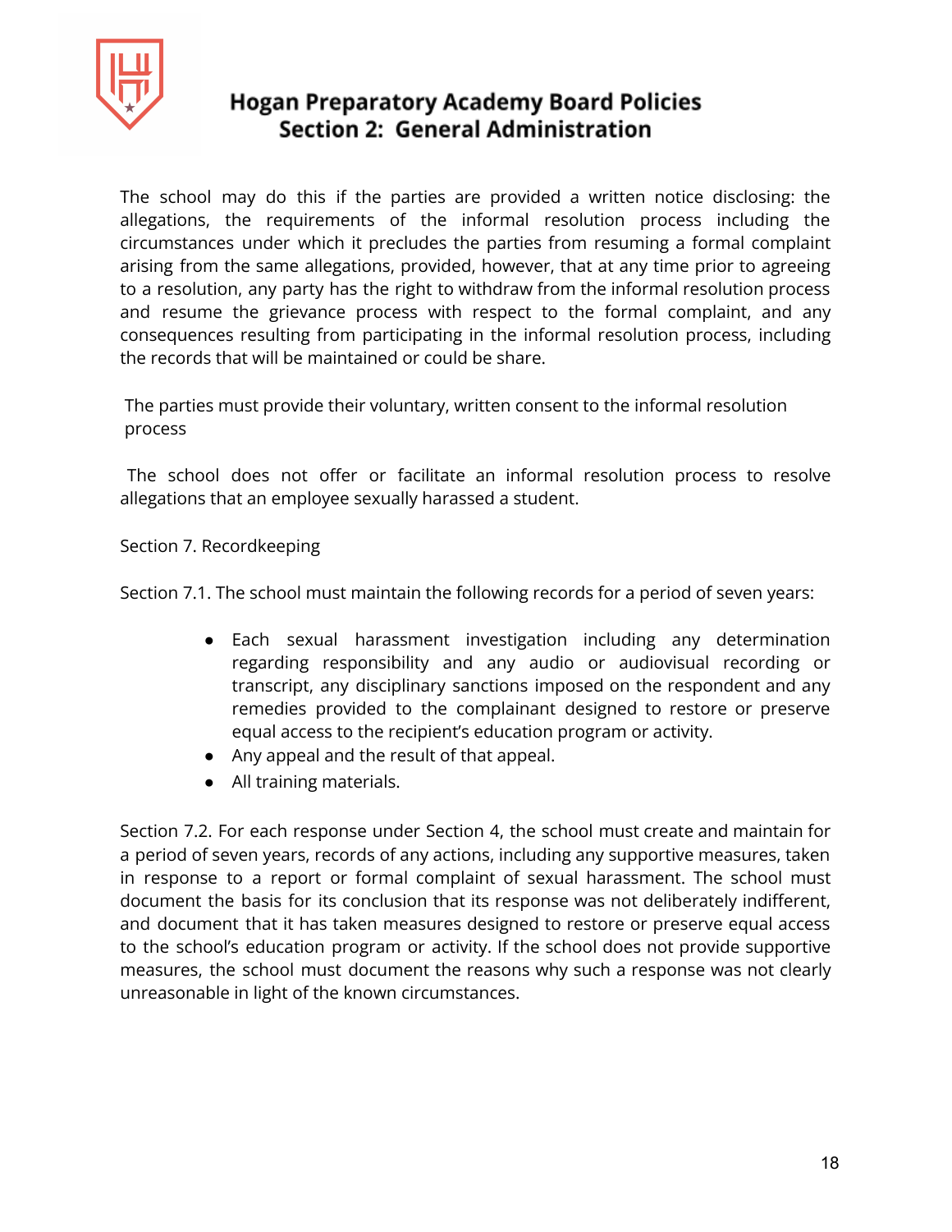The school may do this if the parties are provided a written notice disclosing: the allegations, the requirements of the informal resolution process including the circumstances under which it precludes the parties from resuming a formal complaint arising from the same allegations, provided, however, that at any time prior to agreeing to a resolution, any party has the right to withdraw from the informal resolution process and resume the grievance process with respect to the formal complaint, and any consequences resulting from participating in the informal resolution process, including the records that will be maintained or could be share.

The parties must provide their voluntary, written consent to the informal resolution process

The school does not offer or facilitate an informal resolution process to resolve allegations that an employee sexually harassed a student.

Section 7. Recordkeeping

Section 7.1. The school must maintain the following records for a period of seven years:

- Each sexual harassment investigation including any determination regarding responsibility and any audio or audiovisual recording or transcript, any disciplinary sanctions imposed on the respondent and any remedies provided to the complainant designed to restore or preserve equal access to the recipient's education program or activity.
- Any appeal and the result of that appeal.
- All training materials.

Section 7.2. For each response under Section 4, the school must create and maintain for a period of seven years, records of any actions, including any supportive measures, taken in response to a report or formal complaint of sexual harassment. The school must document the basis for its conclusion that its response was not deliberately indifferent, and document that it has taken measures designed to restore or preserve equal access to the school's education program or activity. If the school does not provide supportive measures, the school must document the reasons why such a response was not clearly unreasonable in light of the known circumstances.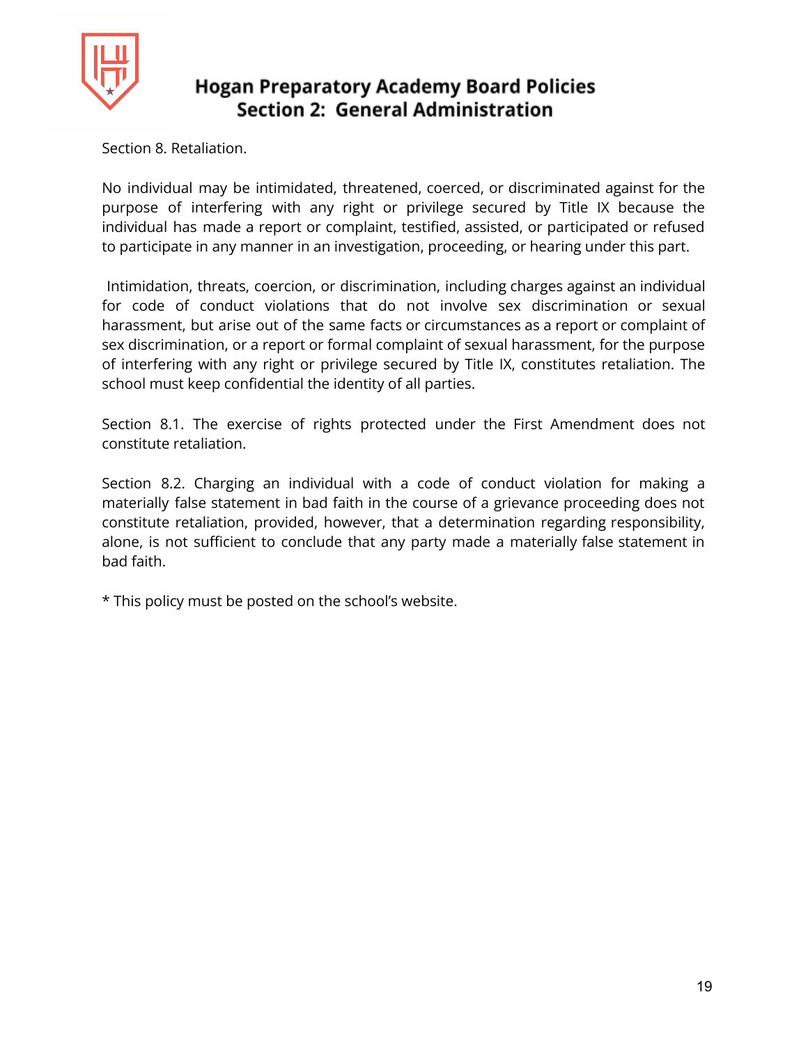Section 8. Retaliation.

No individual may be intimidated, threatened, coerced, or discriminated against for the purpose of interfering with any right or privilege secured by Title IX because the individual has made a report or complaint, testified, assisted, or participated or refused to participate in any manner in an investigation, proceeding, or hearing under this part.

Intimidation, threats, coercion, or discrimination, including charges against an individual for code of conduct violations that do not involve sex discrimination or sexual harassment, but arise out of the same facts or circumstances as a report or complaint of sex discrimination, or a report or formal complaint of sexual harassment, for the purpose of interfering with any right or privilege secured by Title IX, constitutes retaliation. The school must keep confidential the identity of all parties.

Section 8.1. The exercise of rights protected under the First Amendment does not constitute retaliation.

Section 8.2. Charging an individual with a code of conduct violation for making a materially false statement in bad faith in the course of a grievance proceeding does not constitute retaliation, provided, however, that a determination regarding responsibility, alone, is not sufficient to conclude that any party made a materially false statement in bad faith.

* This policy must be posted on the school's website.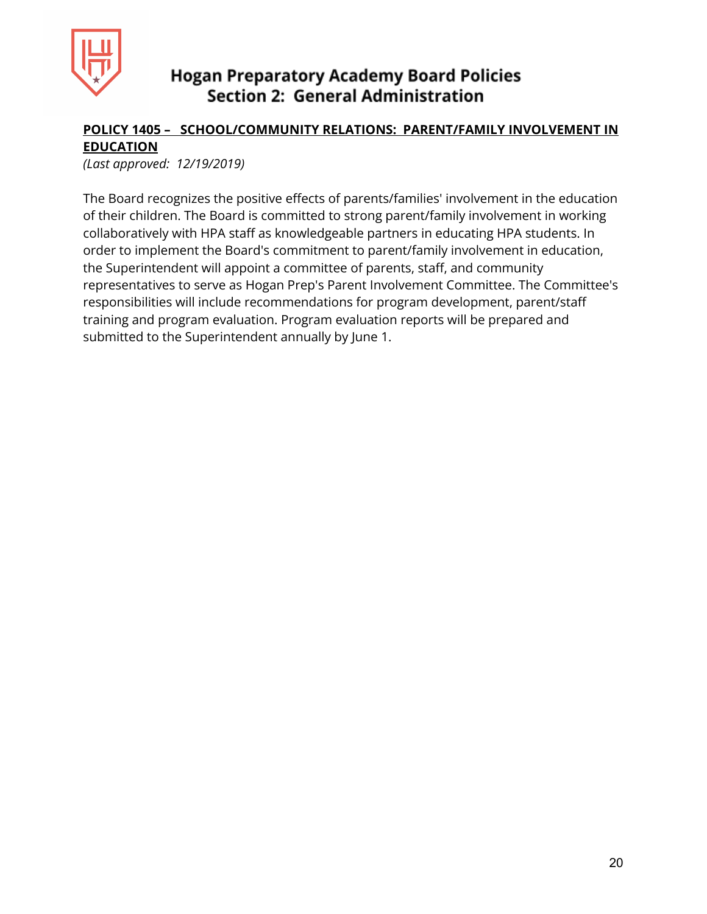**POLICY 1405 – SCHOOL/COMMUNITY RELATIONS: PARENT/FAMILY INVOLVEMENT IN EDUCATION**

*(Last approved: 12/19/2019)*

The Board recognizes the positive effects of parents/families' involvement in the education of their children. The Board is committed to strong parent/family involvement in working collaboratively with HPA staff as knowledgeable partners in educating HPA students. In order to implement the Board's commitment to parent/family involvement in education, the Superintendent will appoint a committee of parents, staff, and community representatives to serve as Hogan Prep's Parent Involvement Committee. The Committee's responsibilities will include recommendations for program development, parent/staff training and program evaluation. Program evaluation reports will be prepared and submitted to the Superintendent annually by June 1.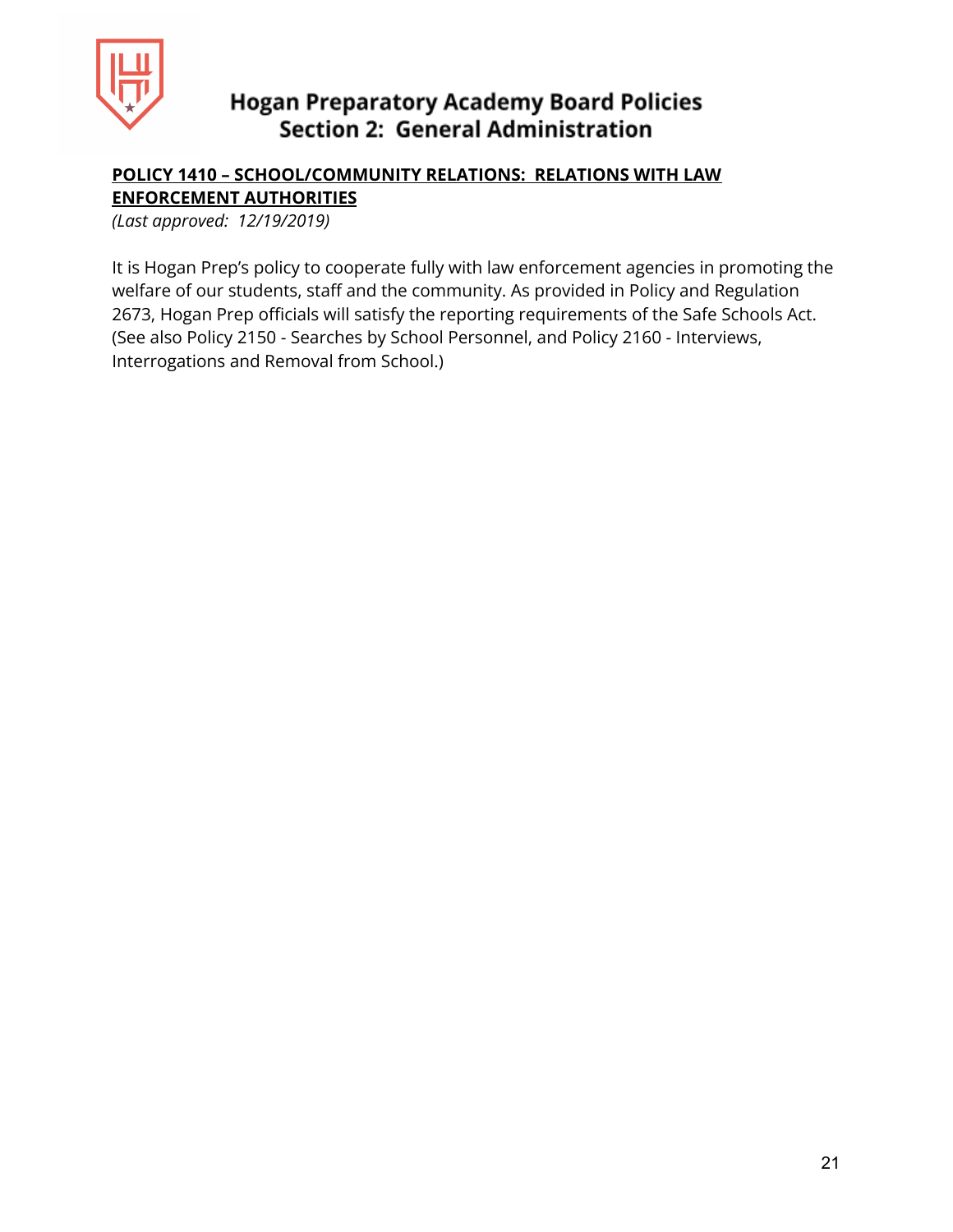## POLICY 1410 – SCHOOL/COMMUNITY RELATIONS: RELATIONS WITH LAW ENFORCEMENT AUTHORITIES

*(Last approved: 12/19/2019)*

It is Hogan Prep's policy to cooperate fully with law enforcement agencies in promoting the welfare of our students, staff and the community. As provided in Policy and Regulation 2673, Hogan Prep officials will satisfy the reporting requirements of the Safe Schools Act. (See also Policy 2150 - Searches by School Personnel, and Policy 2160 - Interviews, Interrogations and Removal from School.)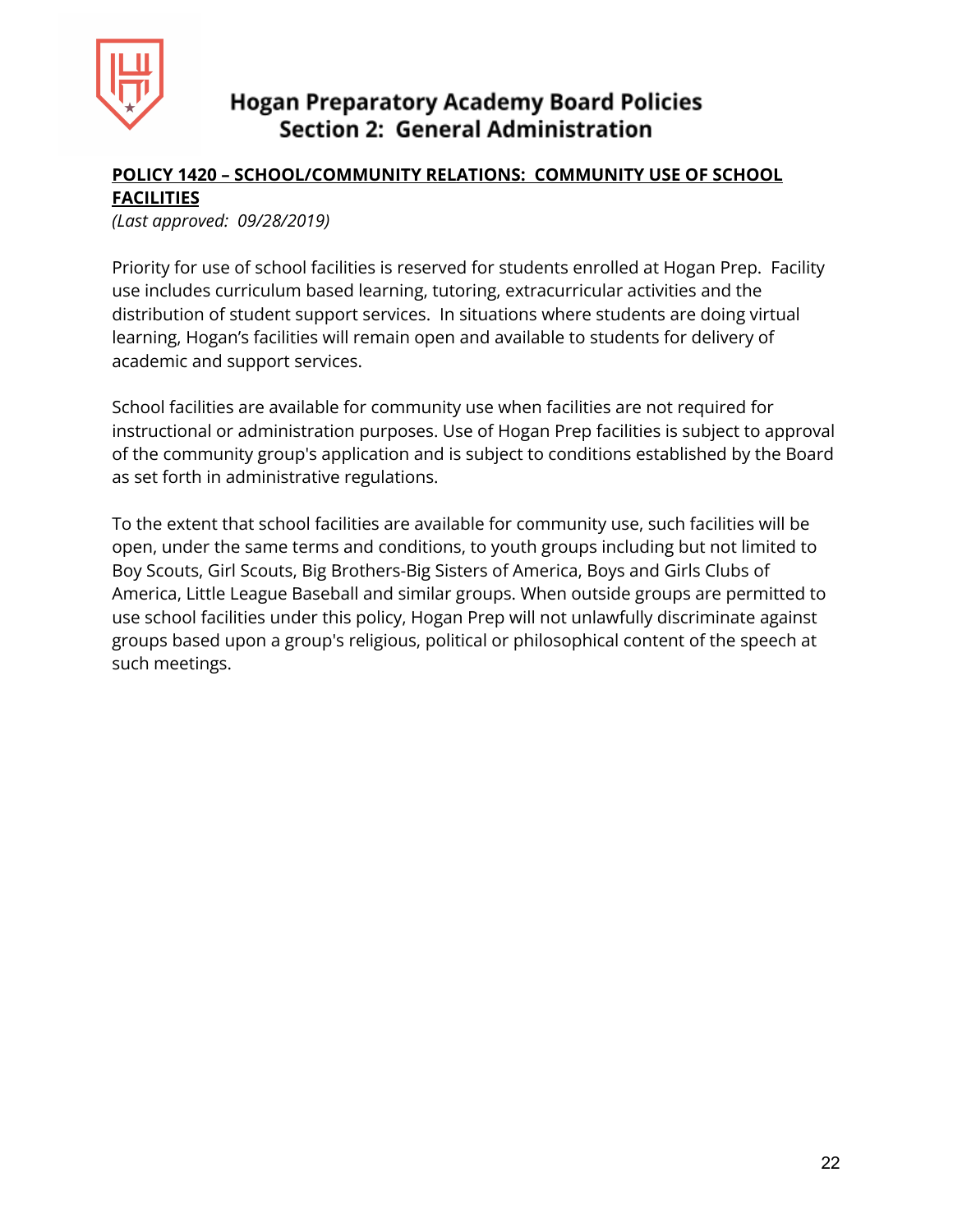# Hogan Preparatory Academy Board Policies
## Section 2: General Administration

**POLICY 1420 – SCHOOL/COMMUNITY RELATIONS: COMMUNITY USE OF SCHOOL FACILITIES**

*(Last approved: 09/28/2019)*

Priority for use of school facilities is reserved for students enrolled at Hogan Prep. Facility use includes curriculum based learning, tutoring, extracurricular activities and the distribution of student support services. In situations where students are doing virtual learning, Hogan's facilities will remain open and available to students for delivery of academic and support services.

School facilities are available for community use when facilities are not required for instructional or administration purposes. Use of Hogan Prep facilities is subject to approval of the community group's application and is subject to conditions established by the Board as set forth in administrative regulations.

To the extent that school facilities are available for community use, such facilities will be open, under the same terms and conditions, to youth groups including but not limited to Boy Scouts, Girl Scouts, Big Brothers-Big Sisters of America, Boys and Girls Clubs of America, Little League Baseball and similar groups. When outside groups are permitted to use school facilities under this policy, Hogan Prep will not unlawfully discriminate against groups based upon a group's religious, political or philosophical content of the speech at such meetings.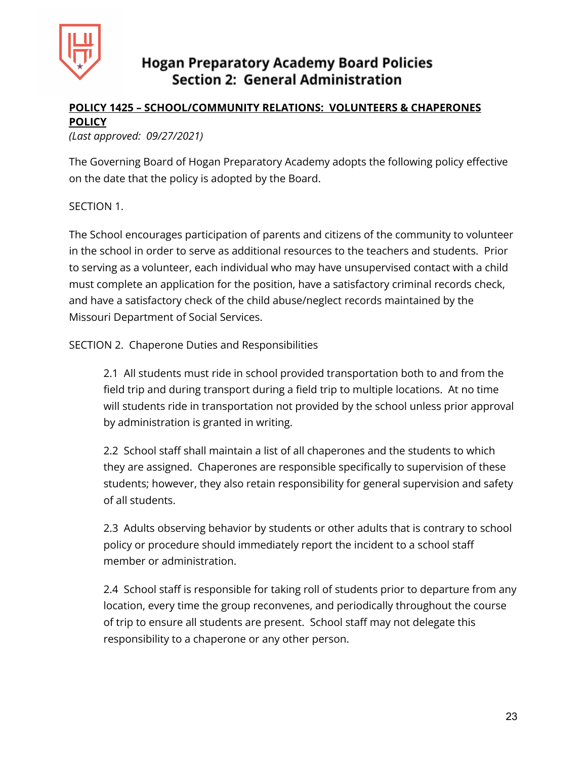**POLICY 1425 – SCHOOL/COMMUNITY RELATIONS: VOLUNTEERS & CHAPERONES POLICY**

*(Last approved: 09/27/2021)*

The Governing Board of Hogan Preparatory Academy adopts the following policy effective on the date that the policy is adopted by the Board.

SECTION 1.

The School encourages participation of parents and citizens of the community to volunteer in the school in order to serve as additional resources to the teachers and students. Prior to serving as a volunteer, each individual who may have unsupervised contact with a child must complete an application for the position, have a satisfactory criminal records check, and have a satisfactory check of the child abuse/neglect records maintained by the Missouri Department of Social Services.

SECTION 2. Chaperone Duties and Responsibilities

2.1 All students must ride in school provided transportation both to and from the field trip and during transport during a field trip to multiple locations. At no time will students ride in transportation not provided by the school unless prior approval by administration is granted in writing.

2.2 School staff shall maintain a list of all chaperones and the students to which they are assigned. Chaperones are responsible specifically to supervision of these students; however, they also retain responsibility for general supervision and safety of all students.

2.3 Adults observing behavior by students or other adults that is contrary to school policy or procedure should immediately report the incident to a school staff member or administration.

2.4 School staff is responsible for taking roll of students prior to departure from any location, every time the group reconvenes, and periodically throughout the course of trip to ensure all students are present. School staff may not delegate this responsibility to a chaperone or any other person.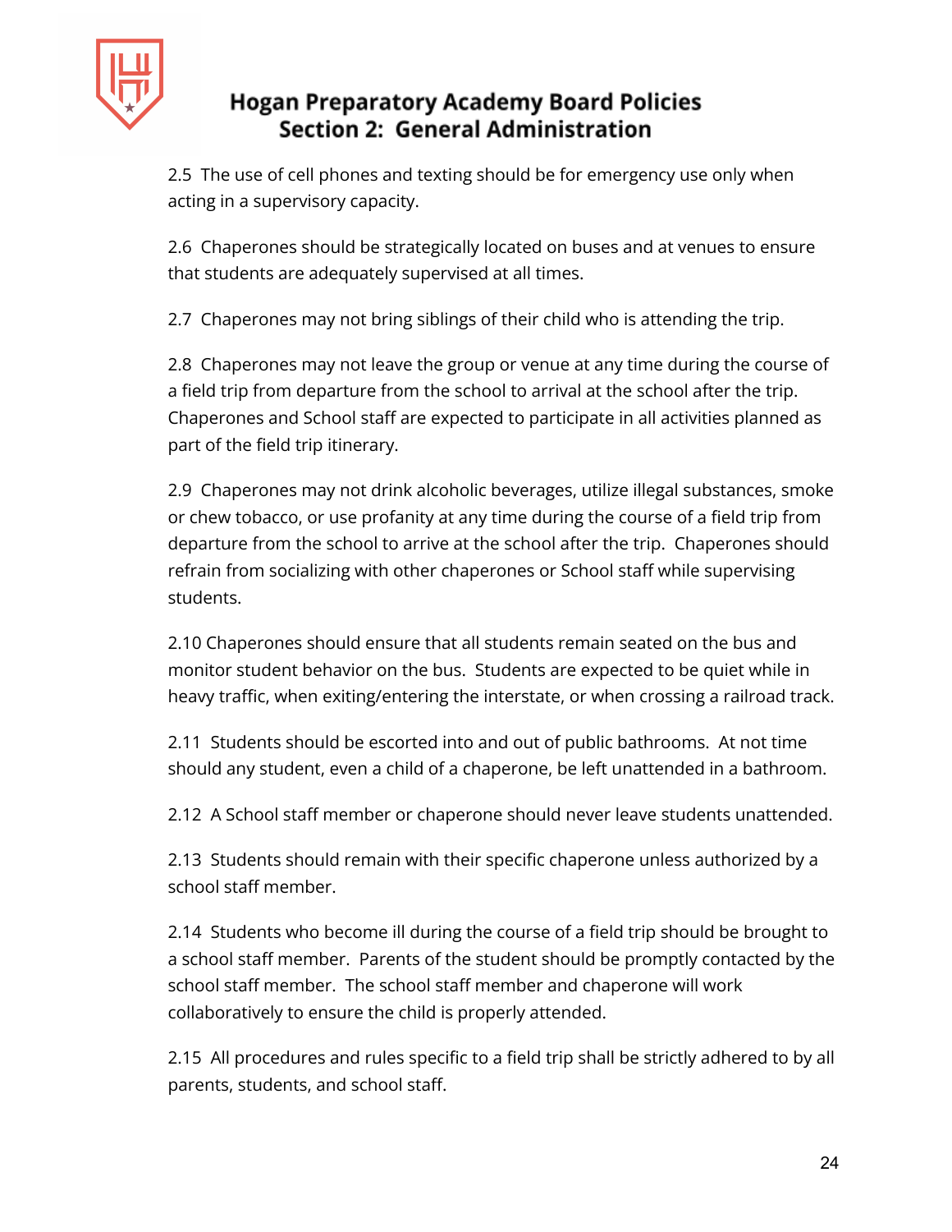2.5 The use of cell phones and texting should be for emergency use only when acting in a supervisory capacity.

2.6 Chaperones should be strategically located on buses and at venues to ensure that students are adequately supervised at all times.

2.7 Chaperones may not bring siblings of their child who is attending the trip.

2.8 Chaperones may not leave the group or venue at any time during the course of a field trip from departure from the school to arrival at the school after the trip. Chaperones and School staff are expected to participate in all activities planned as part of the field trip itinerary.

2.9 Chaperones may not drink alcoholic beverages, utilize illegal substances, smoke or chew tobacco, or use profanity at any time during the course of a field trip from departure from the school to arrive at the school after the trip. Chaperones should refrain from socializing with other chaperones or School staff while supervising students.

2.10 Chaperones should ensure that all students remain seated on the bus and monitor student behavior on the bus. Students are expected to be quiet while in heavy traffic, when exiting/entering the interstate, or when crossing a railroad track.

2.11 Students should be escorted into and out of public bathrooms. At not time should any student, even a child of a chaperone, be left unattended in a bathroom.

2.12 A School staff member or chaperone should never leave students unattended.

2.13 Students should remain with their specific chaperone unless authorized by a school staff member.

2.14 Students who become ill during the course of a field trip should be brought to a school staff member. Parents of the student should be promptly contacted by the school staff member. The school staff member and chaperone will work collaboratively to ensure the child is properly attended.

2.15 All procedures and rules specific to a field trip shall be strictly adhered to by all parents, students, and school staff.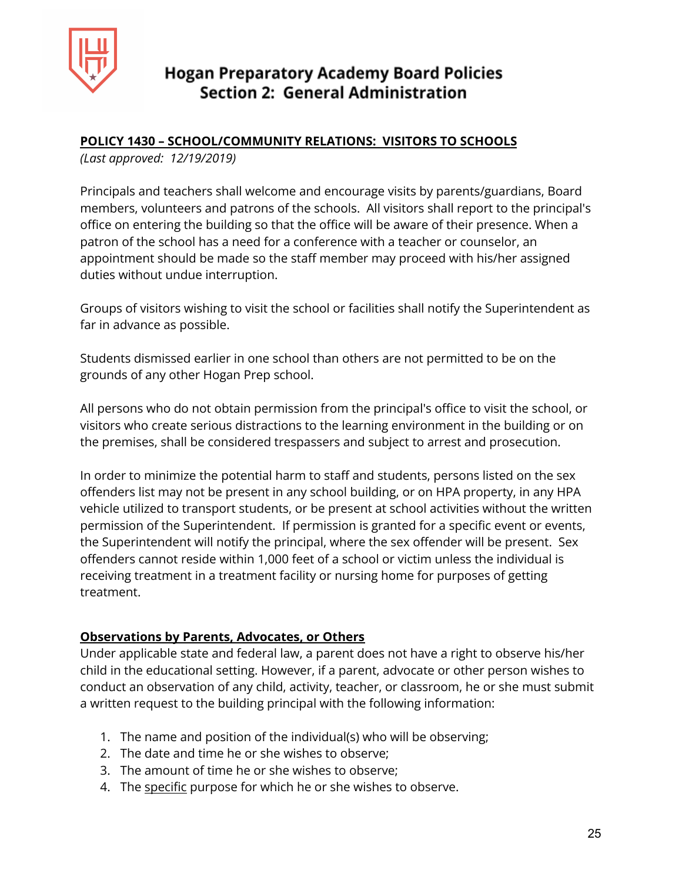# Hogan Preparatory Academy Board Policies
## Section 2: General Administration

**POLICY 1430 – SCHOOL/COMMUNITY RELATIONS: VISITORS TO SCHOOLS**

*(Last approved: 12/19/2019)*

Principals and teachers shall welcome and encourage visits by parents/guardians, Board members, volunteers and patrons of the schools. All visitors shall report to the principal's office on entering the building so that the office will be aware of their presence. When a patron of the school has a need for a conference with a teacher or counselor, an appointment should be made so the staff member may proceed with his/her assigned duties without undue interruption.

Groups of visitors wishing to visit the school or facilities shall notify the Superintendent as far in advance as possible.

Students dismissed earlier in one school than others are not permitted to be on the grounds of any other Hogan Prep school.

All persons who do not obtain permission from the principal's office to visit the school, or visitors who create serious distractions to the learning environment in the building or on the premises, shall be considered trespassers and subject to arrest and prosecution.

In order to minimize the potential harm to staff and students, persons listed on the sex offenders list may not be present in any school building, or on HPA property, in any HPA vehicle utilized to transport students, or be present at school activities without the written permission of the Superintendent. If permission is granted for a specific event or events, the Superintendent will notify the principal, where the sex offender will be present. Sex offenders cannot reside within 1,000 feet of a school or victim unless the individual is receiving treatment in a treatment facility or nursing home for purposes of getting treatment.

**Observations by Parents, Advocates, or Others**

Under applicable state and federal law, a parent does not have a right to observe his/her child in the educational setting. However, if a parent, advocate or other person wishes to conduct an observation of any child, activity, teacher, or classroom, he or she must submit a written request to the building principal with the following information:

1. The name and position of the individual(s) who will be observing;
2. The date and time he or she wishes to observe;
3. The amount of time he or she wishes to observe;
4. The specific purpose for which he or she wishes to observe.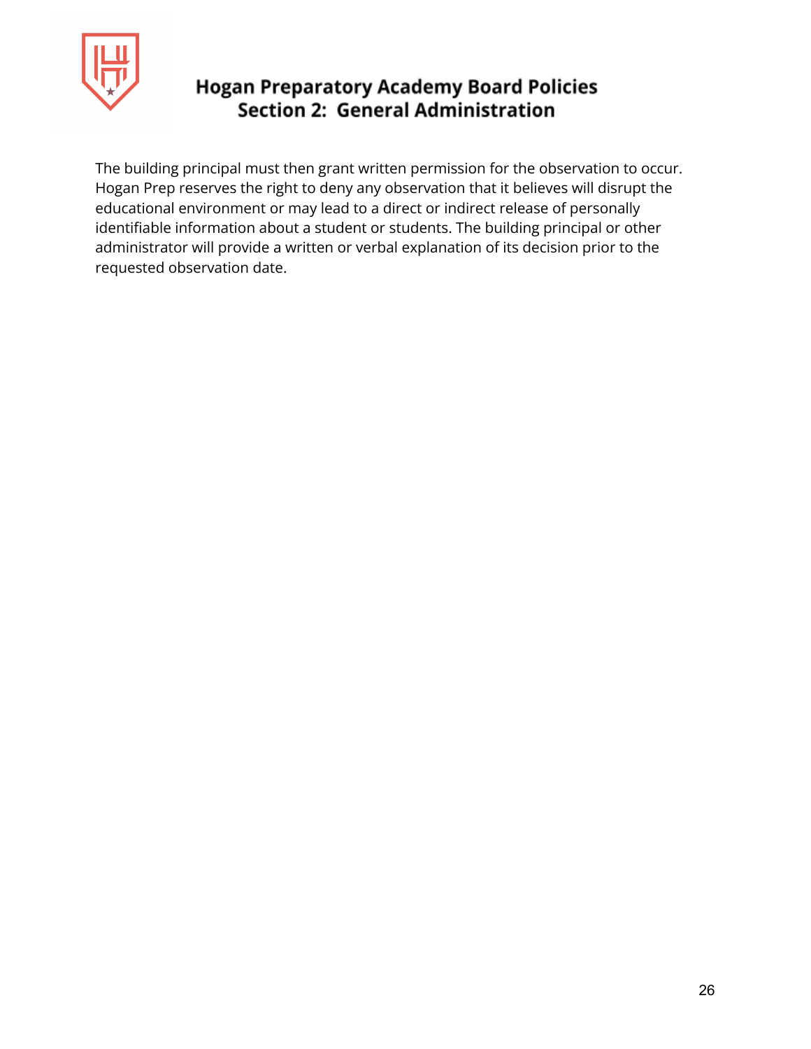The building principal must then grant written permission for the observation to occur. Hogan Prep reserves the right to deny any observation that it believes will disrupt the educational environment or may lead to a direct or indirect release of personally identifiable information about a student or students. The building principal or other administrator will provide a written or verbal explanation of its decision prior to the requested observation date.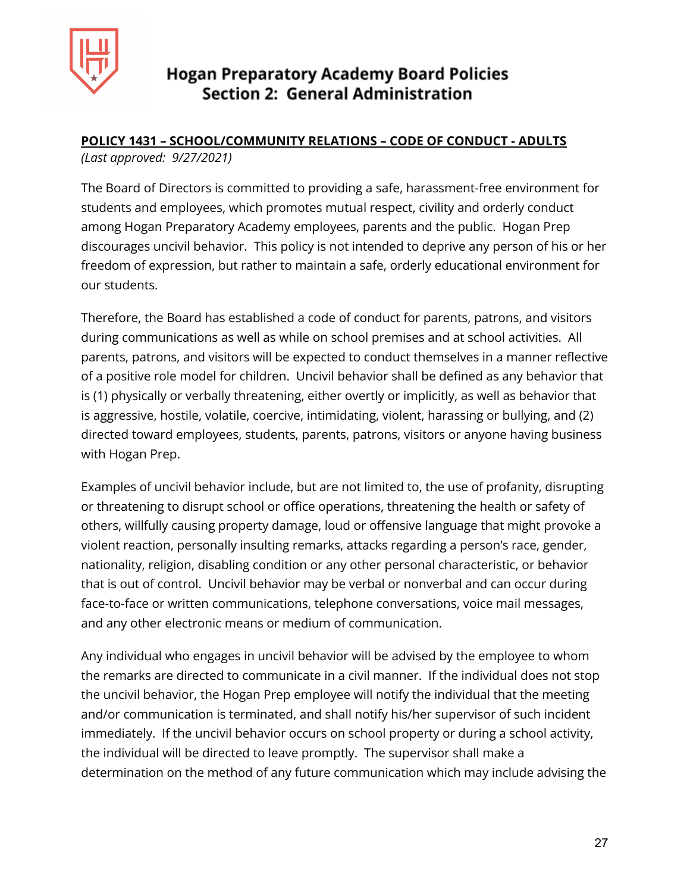# Hogan Preparatory Academy Board Policies
## Section 2: General Administration

**POLICY 1431 – SCHOOL/COMMUNITY RELATIONS – CODE OF CONDUCT - ADULTS**

*(Last approved: 9/27/2021)*

The Board of Directors is committed to providing a safe, harassment-free environment for students and employees, which promotes mutual respect, civility and orderly conduct among Hogan Preparatory Academy employees, parents and the public. Hogan Prep discourages uncivil behavior. This policy is not intended to deprive any person of his or her freedom of expression, but rather to maintain a safe, orderly educational environment for our students.

Therefore, the Board has established a code of conduct for parents, patrons, and visitors during communications as well as while on school premises and at school activities. All parents, patrons, and visitors will be expected to conduct themselves in a manner reflective of a positive role model for children. Uncivil behavior shall be defined as any behavior that is (1) physically or verbally threatening, either overtly or implicitly, as well as behavior that is aggressive, hostile, volatile, coercive, intimidating, violent, harassing or bullying, and (2) directed toward employees, students, parents, patrons, visitors or anyone having business with Hogan Prep.

Examples of uncivil behavior include, but are not limited to, the use of profanity, disrupting or threatening to disrupt school or office operations, threatening the health or safety of others, willfully causing property damage, loud or offensive language that might provoke a violent reaction, personally insulting remarks, attacks regarding a person's race, gender, nationality, religion, disabling condition or any other personal characteristic, or behavior that is out of control. Uncivil behavior may be verbal or nonverbal and can occur during face-to-face or written communications, telephone conversations, voice mail messages, and any other electronic means or medium of communication.

Any individual who engages in uncivil behavior will be advised by the employee to whom the remarks are directed to communicate in a civil manner. If the individual does not stop the uncivil behavior, the Hogan Prep employee will notify the individual that the meeting and/or communication is terminated, and shall notify his/her supervisor of such incident immediately. If the uncivil behavior occurs on school property or during a school activity, the individual will be directed to leave promptly. The supervisor shall make a determination on the method of any future communication which may include advising the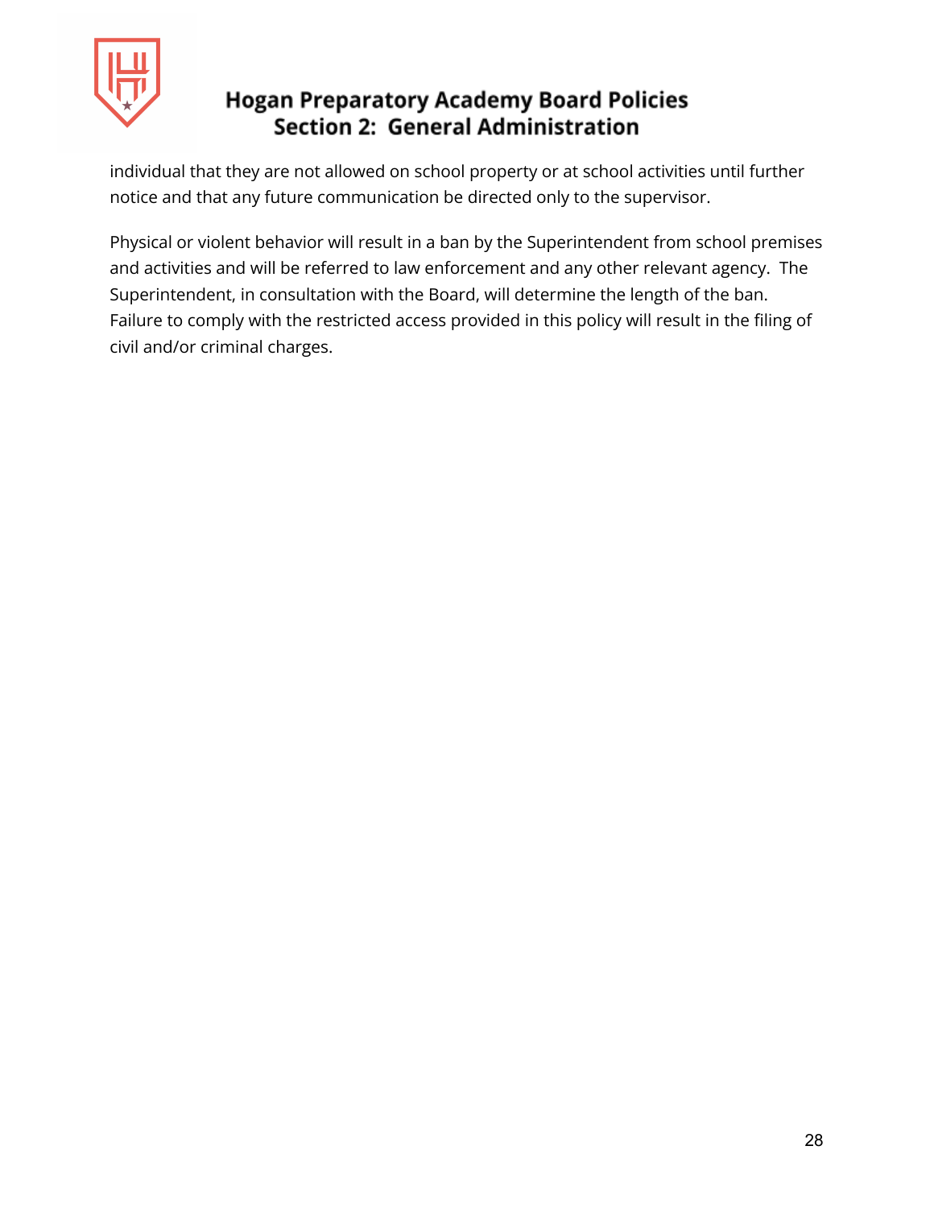individual that they are not allowed on school property or at school activities until further notice and that any future communication be directed only to the supervisor.

Physical or violent behavior will result in a ban by the Superintendent from school premises and activities and will be referred to law enforcement and any other relevant agency. The Superintendent, in consultation with the Board, will determine the length of the ban. Failure to comply with the restricted access provided in this policy will result in the filing of civil and/or criminal charges.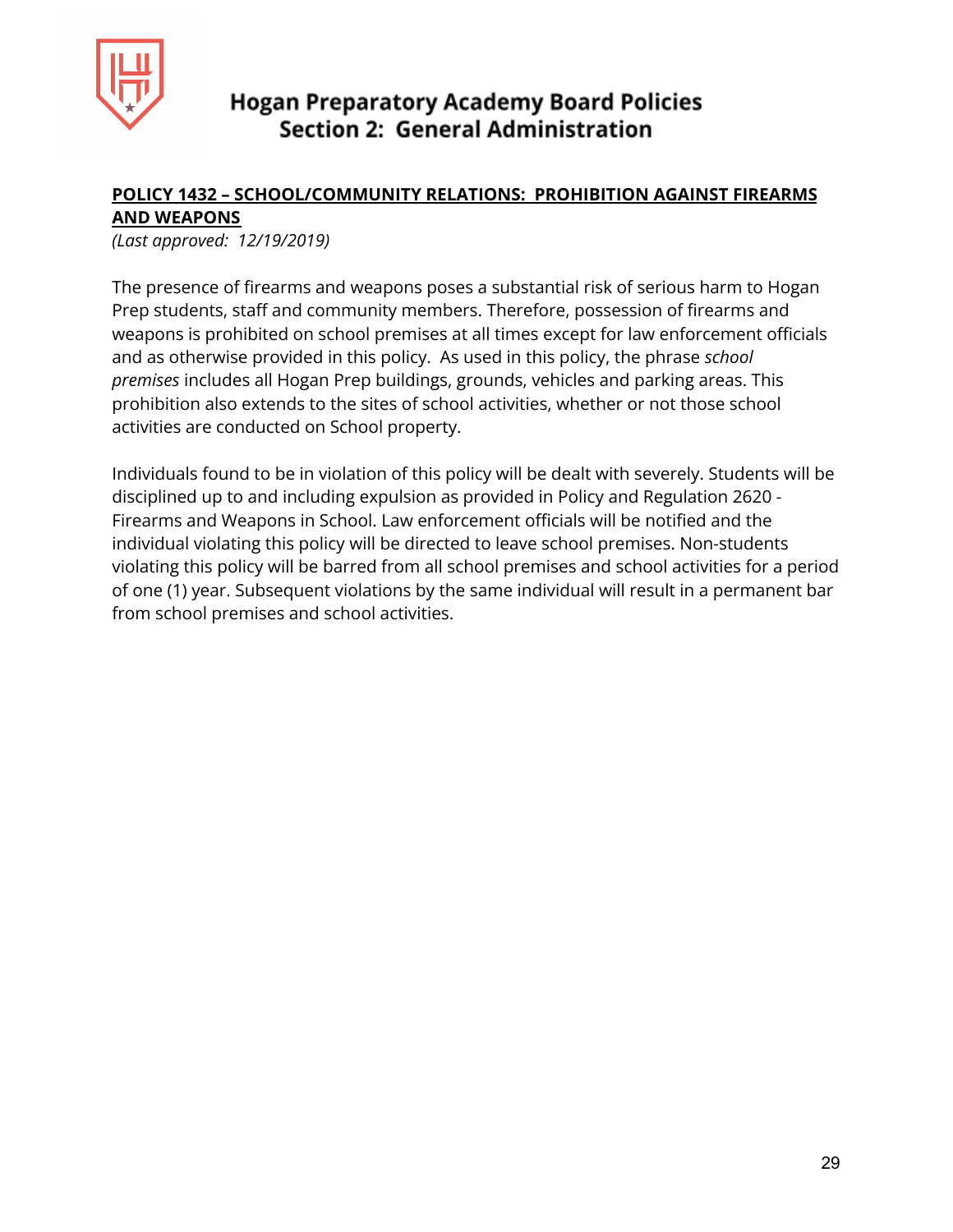## POLICY 1432 – SCHOOL/COMMUNITY RELATIONS: PROHIBITION AGAINST FIREARMS AND WEAPONS

*(Last approved: 12/19/2019)*

The presence of firearms and weapons poses a substantial risk of serious harm to Hogan Prep students, staff and community members. Therefore, possession of firearms and weapons is prohibited on school premises at all times except for law enforcement officials and as otherwise provided in this policy. As used in this policy, the phrase *school premises* includes all Hogan Prep buildings, grounds, vehicles and parking areas. This prohibition also extends to the sites of school activities, whether or not those school activities are conducted on School property.

Individuals found to be in violation of this policy will be dealt with severely. Students will be disciplined up to and including expulsion as provided in Policy and Regulation 2620 - Firearms and Weapons in School. Law enforcement officials will be notified and the individual violating this policy will be directed to leave school premises. Non-students violating this policy will be barred from all school premises and school activities for a period of one (1) year. Subsequent violations by the same individual will result in a permanent bar from school premises and school activities.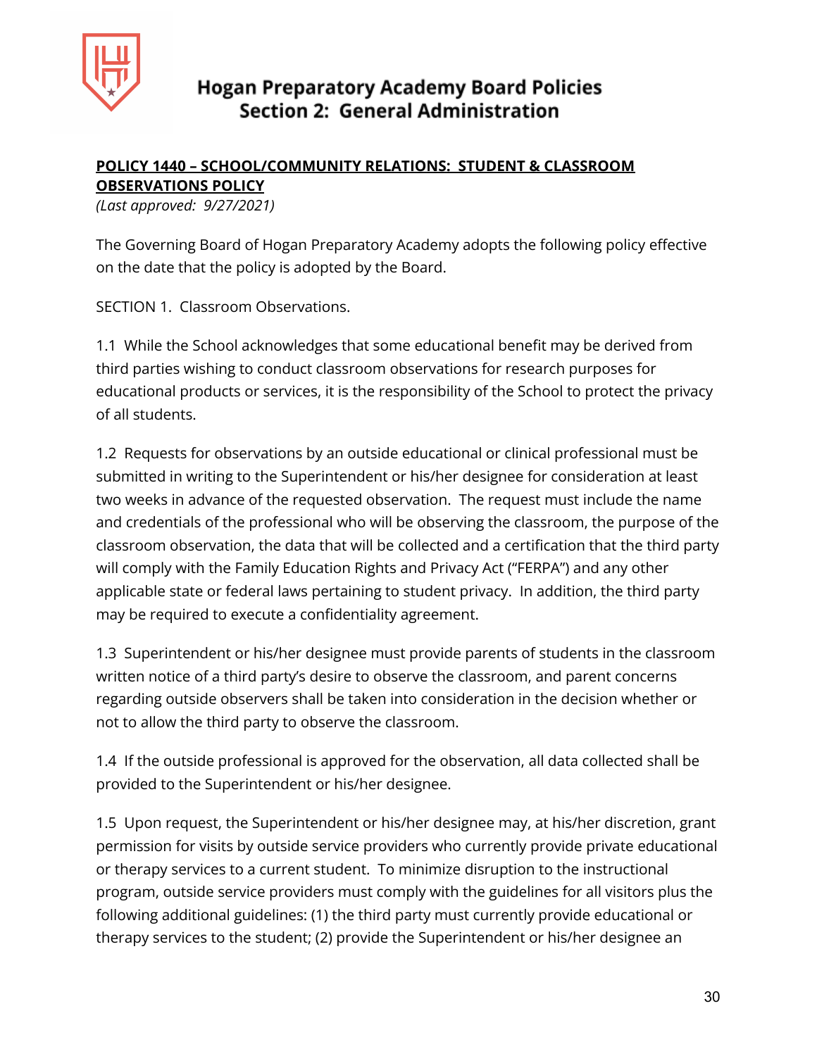**<u>POLICY 1440 – SCHOOL/COMMUNITY RELATIONS: STUDENT & CLASSROOM OBSERVATIONS POLICY</u>**
*(Last approved: 9/27/2021)*

The Governing Board of Hogan Preparatory Academy adopts the following policy effective on the date that the policy is adopted by the Board.

SECTION 1. Classroom Observations.

1.1 While the School acknowledges that some educational benefit may be derived from third parties wishing to conduct classroom observations for research purposes for educational products or services, it is the responsibility of the School to protect the privacy of all students.

1.2 Requests for observations by an outside educational or clinical professional must be submitted in writing to the Superintendent or his/her designee for consideration at least two weeks in advance of the requested observation. The request must include the name and credentials of the professional who will be observing the classroom, the purpose of the classroom observation, the data that will be collected and a certification that the third party will comply with the Family Education Rights and Privacy Act ("FERPA") and any other applicable state or federal laws pertaining to student privacy. In addition, the third party may be required to execute a confidentiality agreement.

1.3 Superintendent or his/her designee must provide parents of students in the classroom written notice of a third party's desire to observe the classroom, and parent concerns regarding outside observers shall be taken into consideration in the decision whether or not to allow the third party to observe the classroom.

1.4 If the outside professional is approved for the observation, all data collected shall be provided to the Superintendent or his/her designee.

1.5 Upon request, the Superintendent or his/her designee may, at his/her discretion, grant permission for visits by outside service providers who currently provide private educational or therapy services to a current student. To minimize disruption to the instructional program, outside service providers must comply with the guidelines for all visitors plus the following additional guidelines: (1) the third party must currently provide educational or therapy services to the student; (2) provide the Superintendent or his/her designee an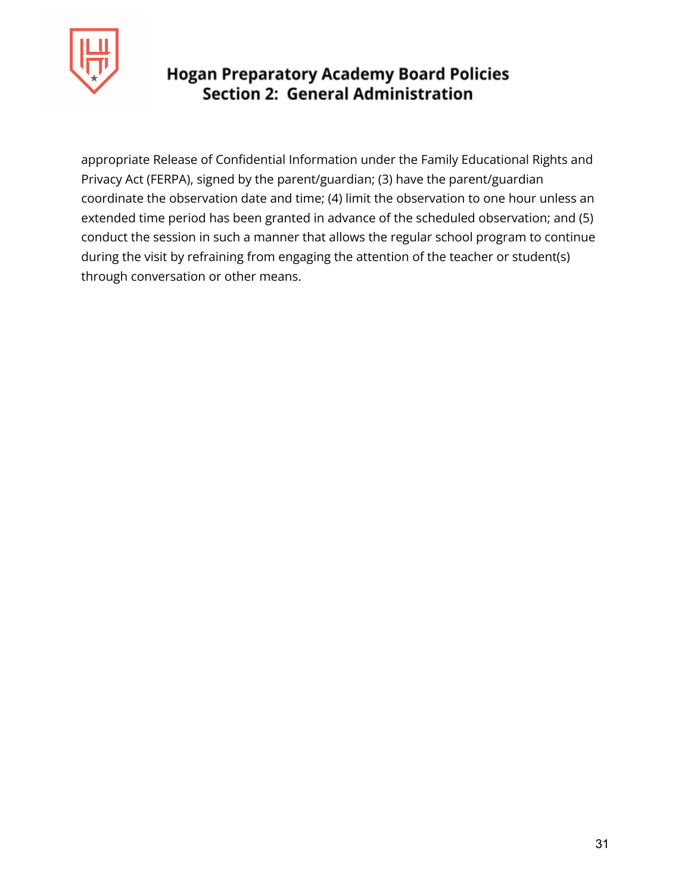appropriate Release of Confidential Information under the Family Educational Rights and Privacy Act (FERPA), signed by the parent/guardian; (3) have the parent/guardian coordinate the observation date and time; (4) limit the observation to one hour unless an extended time period has been granted in advance of the scheduled observation; and (5) conduct the session in such a manner that allows the regular school program to continue during the visit by refraining from engaging the attention of the teacher or student(s) through conversation or other means.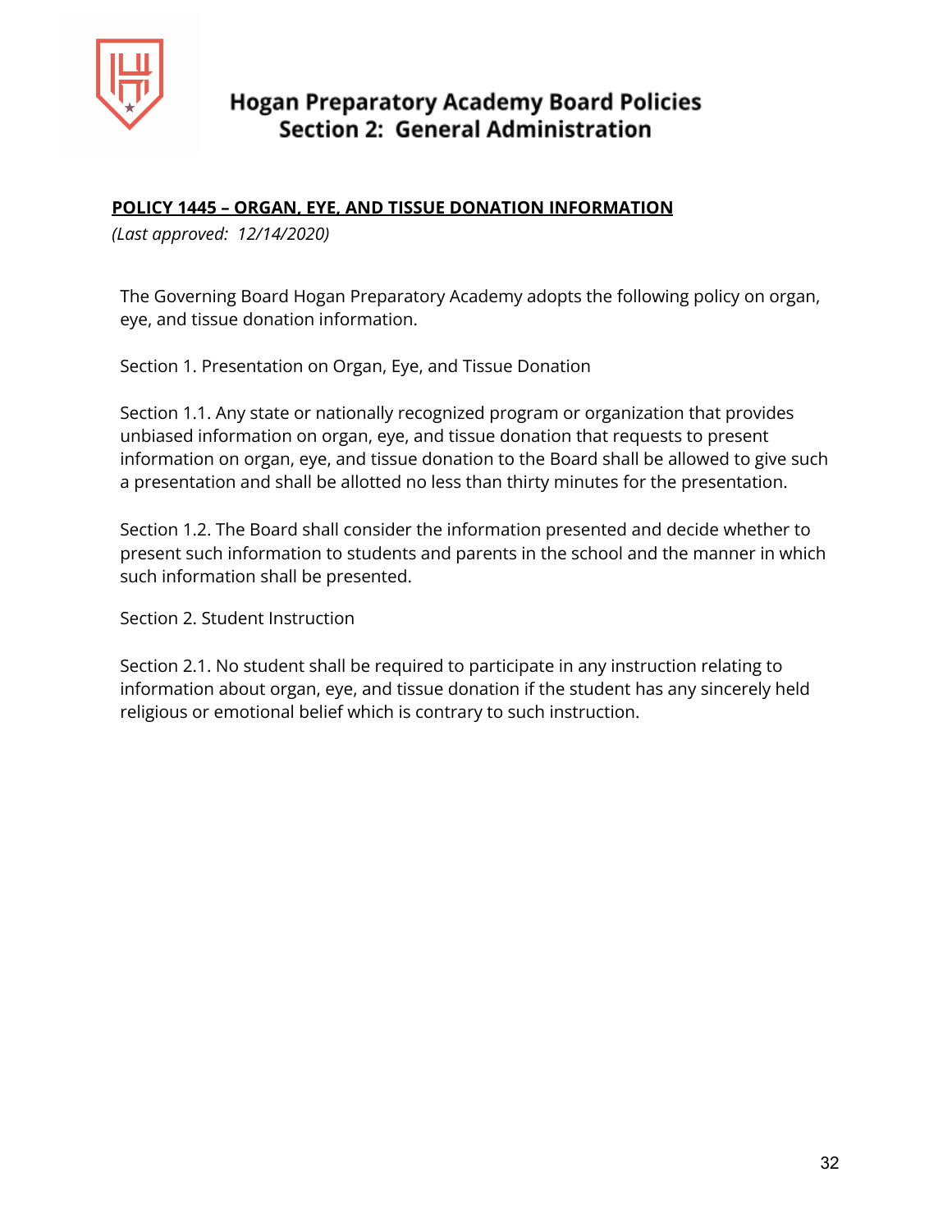**POLICY 1445 – ORGAN, EYE, AND TISSUE DONATION INFORMATION**

*(Last approved: 12/14/2020)*

The Governing Board Hogan Preparatory Academy adopts the following policy on organ, eye, and tissue donation information.

Section 1. Presentation on Organ, Eye, and Tissue Donation

Section 1.1. Any state or nationally recognized program or organization that provides unbiased information on organ, eye, and tissue donation that requests to present information on organ, eye, and tissue donation to the Board shall be allowed to give such a presentation and shall be allotted no less than thirty minutes for the presentation.

Section 1.2. The Board shall consider the information presented and decide whether to present such information to students and parents in the school and the manner in which such information shall be presented.

Section 2. Student Instruction

Section 2.1. No student shall be required to participate in any instruction relating to information about organ, eye, and tissue donation if the student has any sincerely held religious or emotional belief which is contrary to such instruction.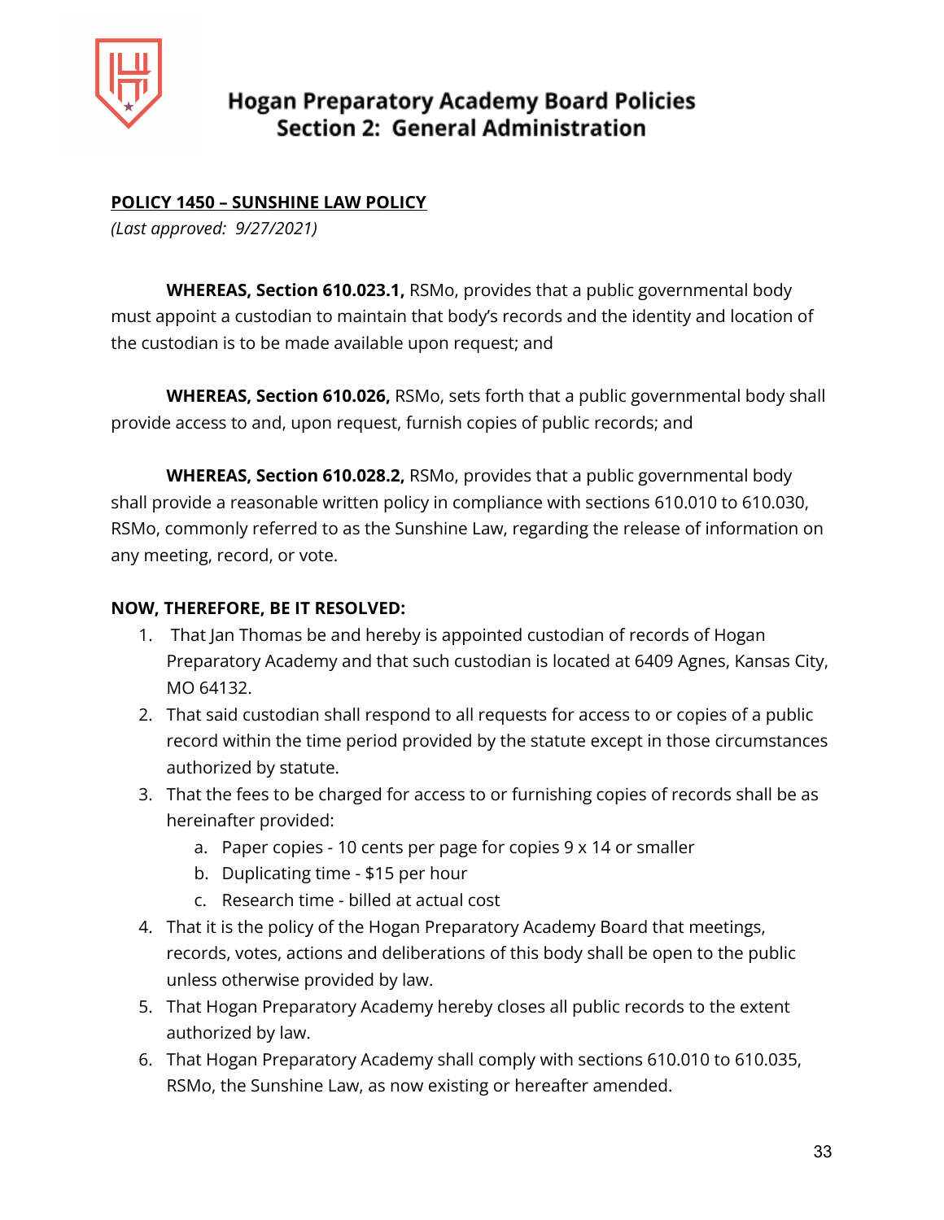# Hogan Preparatory Academy Board Policies
## Section 2: General Administration

**POLICY 1450 – SUNSHINE LAW POLICY**

*(Last approved: 9/27/2021)*

**WHEREAS, Section 610.023.1,** RSMo, provides that a public governmental body must appoint a custodian to maintain that body's records and the identity and location of the custodian is to be made available upon request; and

**WHEREAS, Section 610.026,** RSMo, sets forth that a public governmental body shall provide access to and, upon request, furnish copies of public records; and

**WHEREAS, Section 610.028.2,** RSMo, provides that a public governmental body shall provide a reasonable written policy in compliance with sections 610.010 to 610.030, RSMo, commonly referred to as the Sunshine Law, regarding the release of information on any meeting, record, or vote.

**NOW, THEREFORE, BE IT RESOLVED:**

1. That Jan Thomas be and hereby is appointed custodian of records of Hogan Preparatory Academy and that such custodian is located at 6409 Agnes, Kansas City, MO 64132.
2. That said custodian shall respond to all requests for access to or copies of a public record within the time period provided by the statute except in those circumstances authorized by statute.
3. That the fees to be charged for access to or furnishing copies of records shall be as hereinafter provided:
   a. Paper copies - 10 cents per page for copies 9 x 14 or smaller
   b. Duplicating time - $15 per hour
   c. Research time - billed at actual cost
4. That it is the policy of the Hogan Preparatory Academy Board that meetings, records, votes, actions and deliberations of this body shall be open to the public unless otherwise provided by law.
5. That Hogan Preparatory Academy hereby closes all public records to the extent authorized by law.
6. That Hogan Preparatory Academy shall comply with sections 610.010 to 610.035, RSMo, the Sunshine Law, as now existing or hereafter amended.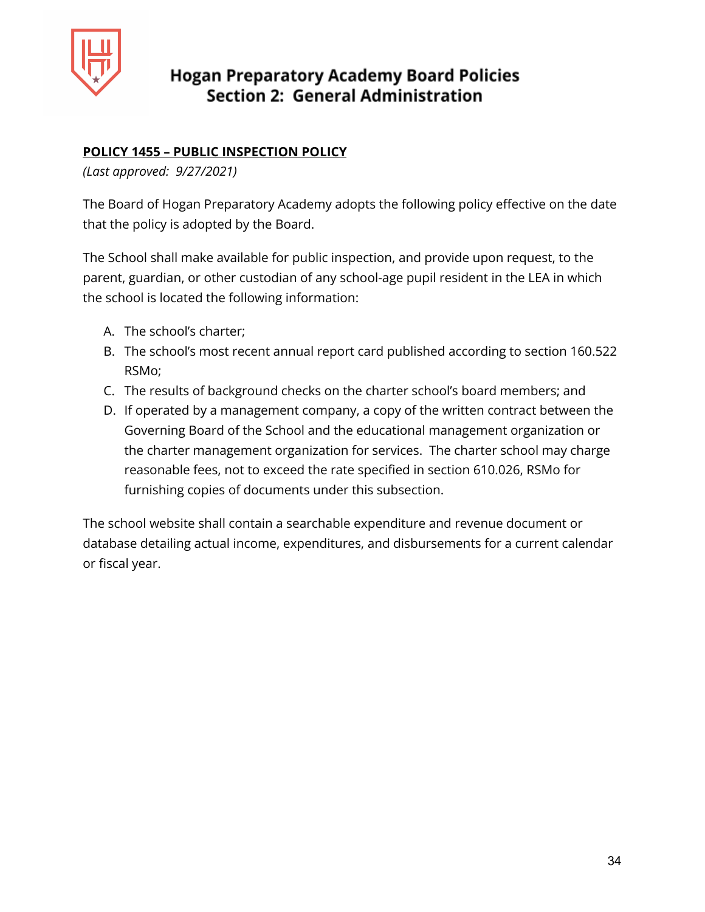# Hogan Preparatory Academy Board Policies
## Section 2: General Administration

**POLICY 1455 – PUBLIC INSPECTION POLICY**

*(Last approved: 9/27/2021)*

The Board of Hogan Preparatory Academy adopts the following policy effective on the date that the policy is adopted by the Board.

The School shall make available for public inspection, and provide upon request, to the parent, guardian, or other custodian of any school-age pupil resident in the LEA in which the school is located the following information:

A. The school's charter;
B. The school's most recent annual report card published according to section 160.522 RSMo;
C. The results of background checks on the charter school's board members; and
D. If operated by a management company, a copy of the written contract between the Governing Board of the School and the educational management organization or the charter management organization for services. The charter school may charge reasonable fees, not to exceed the rate specified in section 610.026, RSMo for furnishing copies of documents under this subsection.

The school website shall contain a searchable expenditure and revenue document or database detailing actual income, expenditures, and disbursements for a current calendar or fiscal year.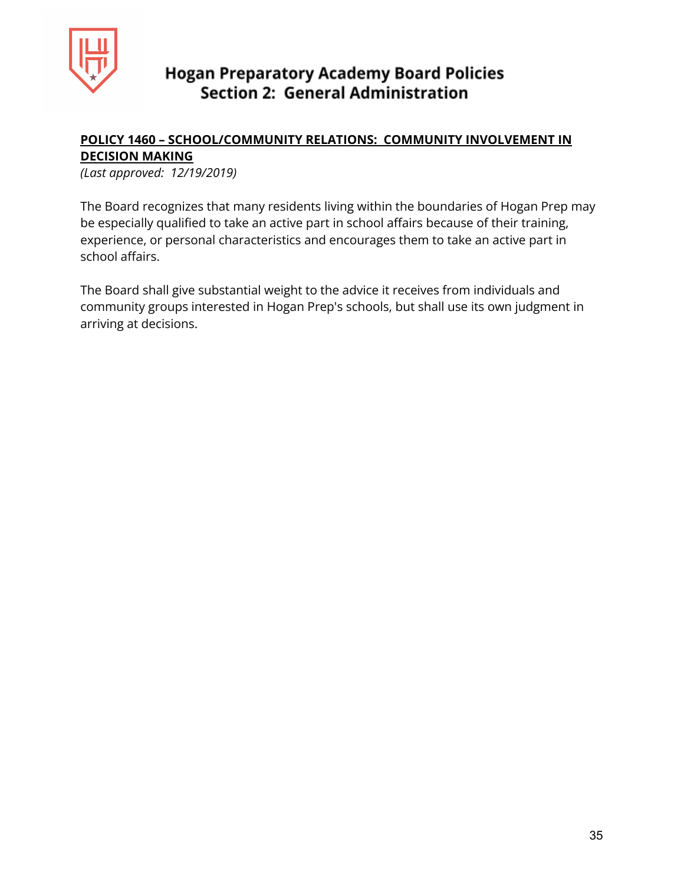## POLICY 1460 – SCHOOL/COMMUNITY RELATIONS: COMMUNITY INVOLVEMENT IN DECISION MAKING

*(Last approved: 12/19/2019)*

The Board recognizes that many residents living within the boundaries of Hogan Prep may be especially qualified to take an active part in school affairs because of their training, experience, or personal characteristics and encourages them to take an active part in school affairs.

The Board shall give substantial weight to the advice it receives from individuals and community groups interested in Hogan Prep's schools, but shall use its own judgment in arriving at decisions.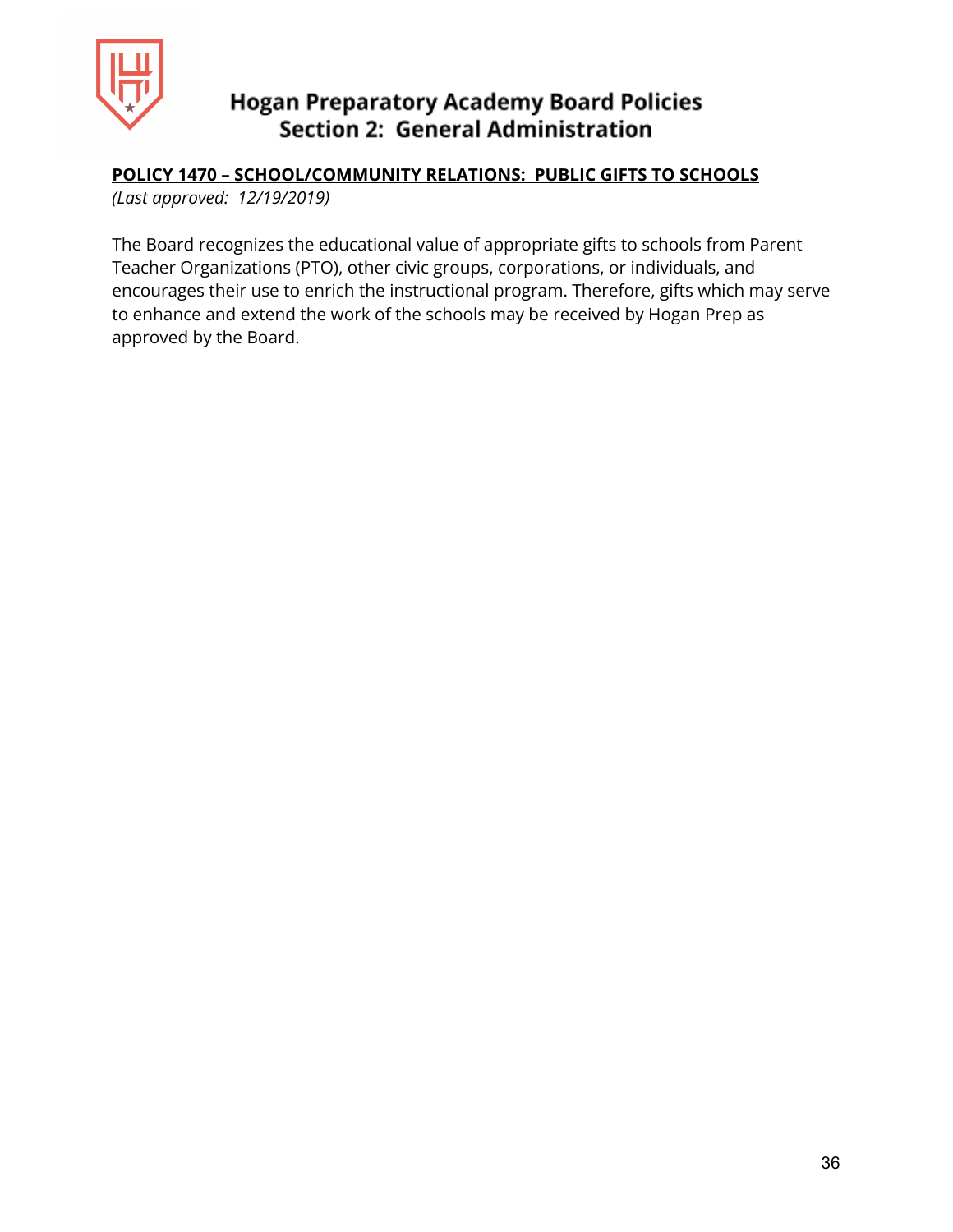## POLICY 1470 – SCHOOL/COMMUNITY RELATIONS: PUBLIC GIFTS TO SCHOOLS

*(Last approved: 12/19/2019)*

The Board recognizes the educational value of appropriate gifts to schools from Parent Teacher Organizations (PTO), other civic groups, corporations, or individuals, and encourages their use to enrich the instructional program. Therefore, gifts which may serve to enhance and extend the work of the schools may be received by Hogan Prep as approved by the Board.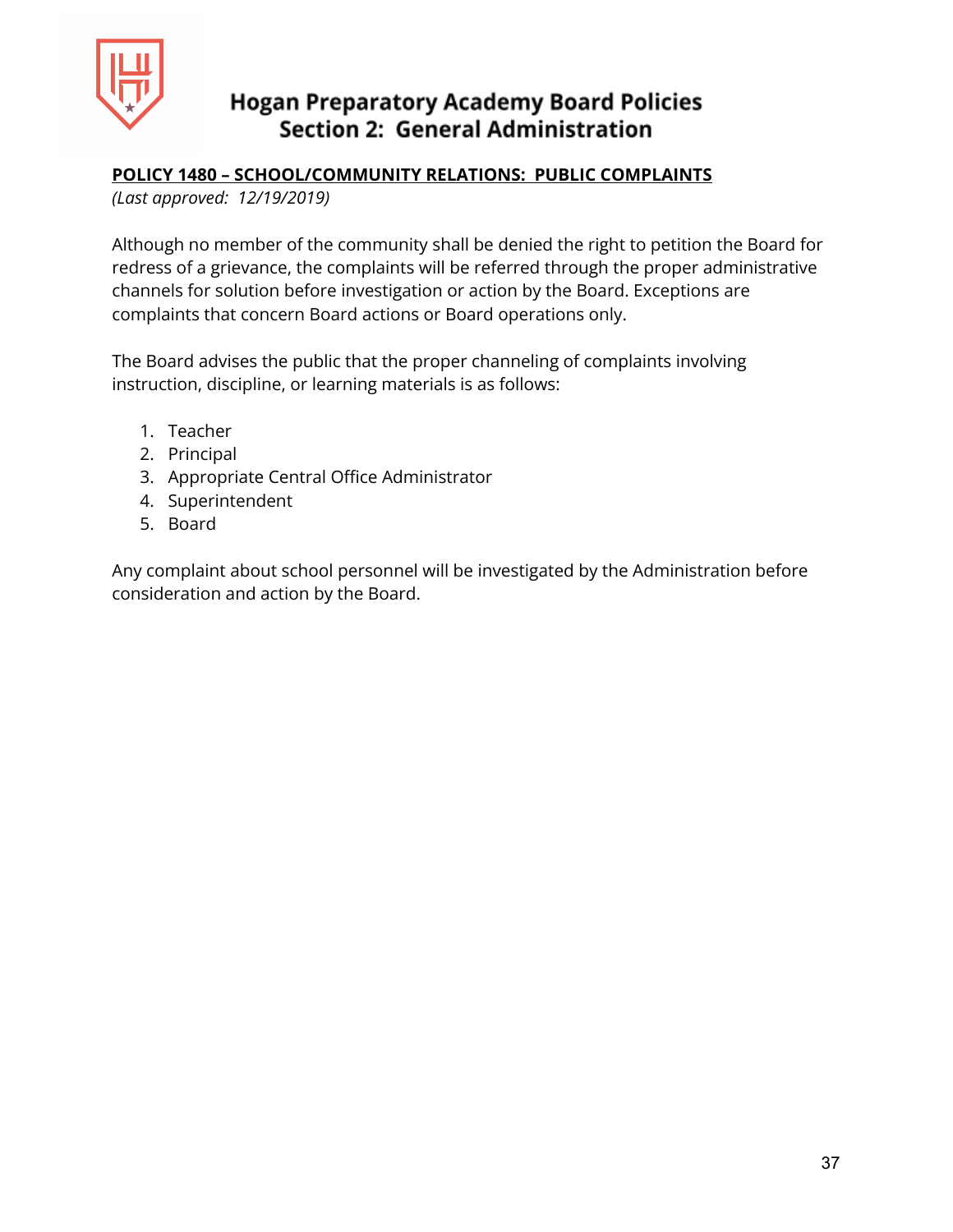# Hogan Preparatory Academy Board Policies
## Section 2: General Administration

**POLICY 1480 – SCHOOL/COMMUNITY RELATIONS: PUBLIC COMPLAINTS**

*(Last approved: 12/19/2019)*

Although no member of the community shall be denied the right to petition the Board for redress of a grievance, the complaints will be referred through the proper administrative channels for solution before investigation or action by the Board. Exceptions are complaints that concern Board actions or Board operations only.

The Board advises the public that the proper channeling of complaints involving instruction, discipline, or learning materials is as follows:

1. Teacher
2. Principal
3. Appropriate Central Office Administrator
4. Superintendent
5. Board

Any complaint about school personnel will be investigated by the Administration before consideration and action by the Board.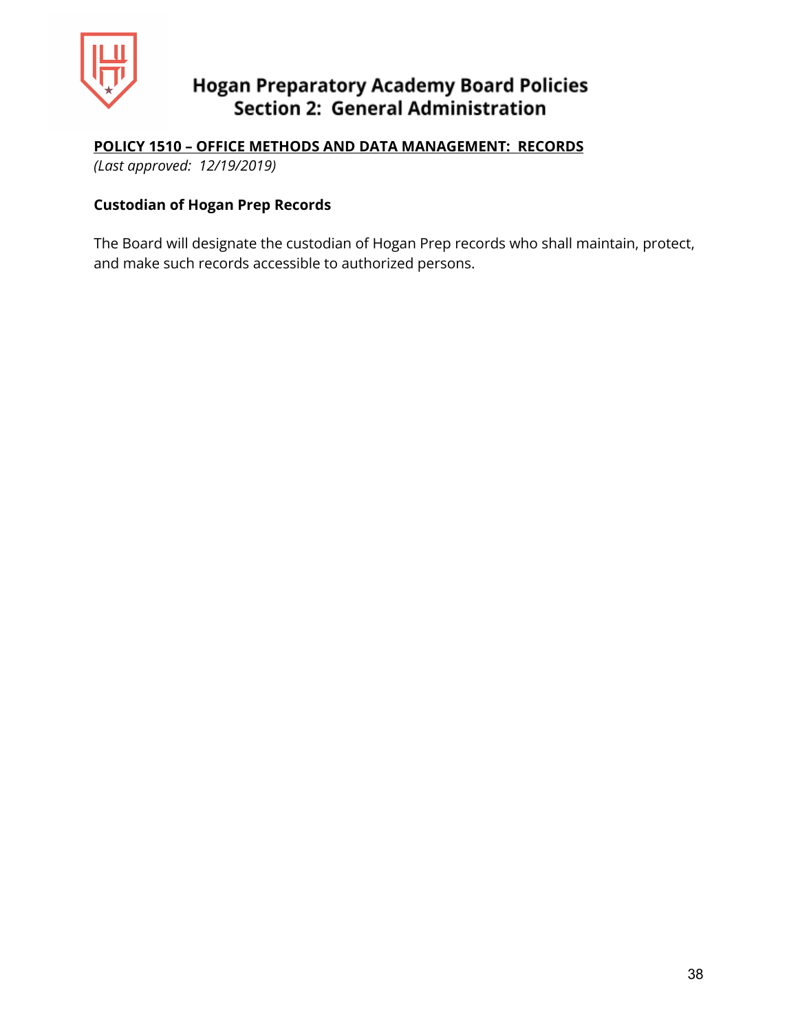## POLICY 1510 – OFFICE METHODS AND DATA MANAGEMENT: RECORDS

*(Last approved: 12/19/2019)*

### Custodian of Hogan Prep Records

The Board will designate the custodian of Hogan Prep records who shall maintain, protect, and make such records accessible to authorized persons.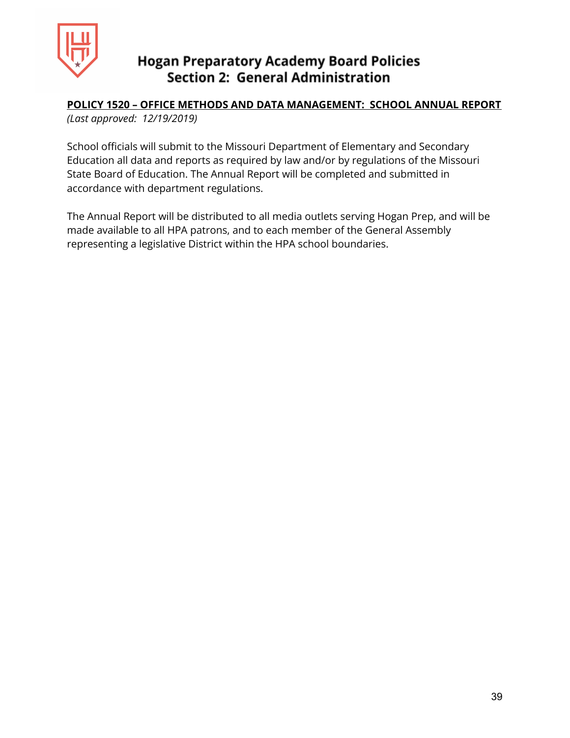**POLICY 1520 – OFFICE METHODS AND DATA MANAGEMENT: SCHOOL ANNUAL REPORT**

*(Last approved: 12/19/2019)*

School officials will submit to the Missouri Department of Elementary and Secondary Education all data and reports as required by law and/or by regulations of the Missouri State Board of Education. The Annual Report will be completed and submitted in accordance with department regulations.

The Annual Report will be distributed to all media outlets serving Hogan Prep, and will be made available to all HPA patrons, and to each member of the General Assembly representing a legislative District within the HPA school boundaries.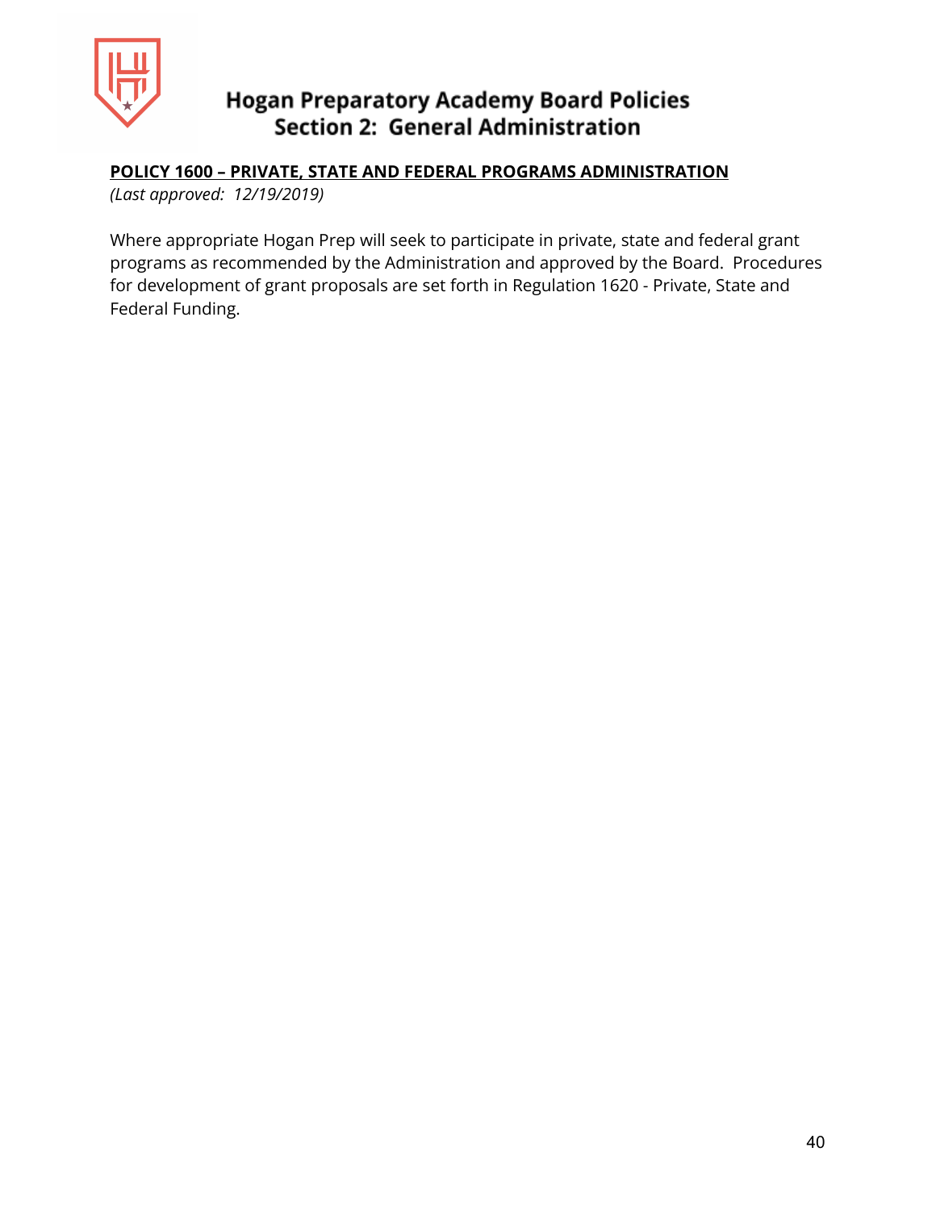**POLICY 1600 – PRIVATE, STATE AND FEDERAL PROGRAMS ADMINISTRATION**

*(Last approved: 12/19/2019)*

Where appropriate Hogan Prep will seek to participate in private, state and federal grant programs as recommended by the Administration and approved by the Board. Procedures for development of grant proposals are set forth in Regulation 1620 - Private, State and Federal Funding.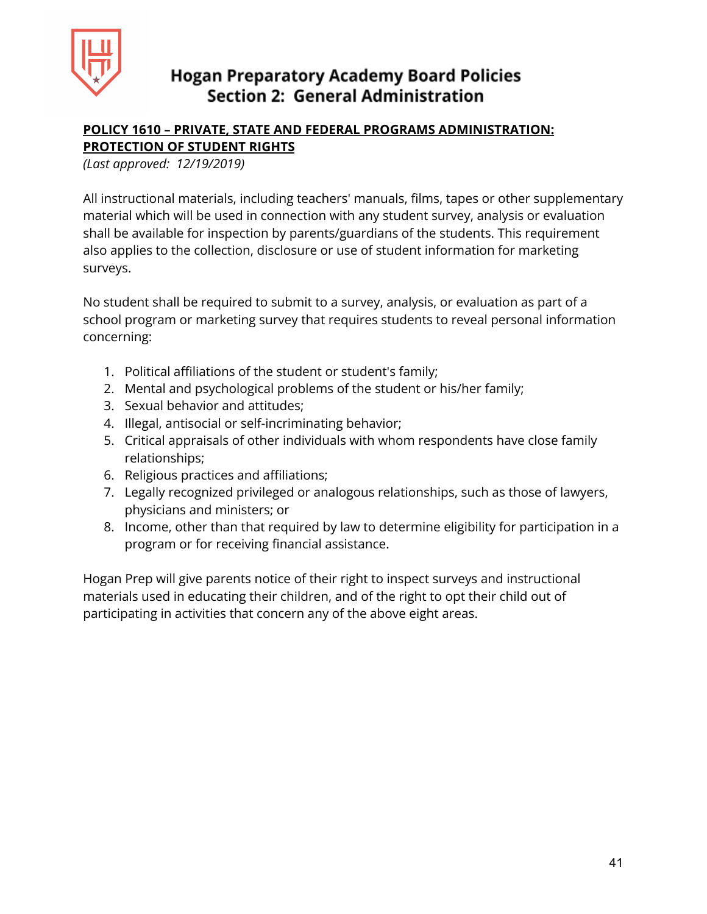**POLICY 1610 – PRIVATE, STATE AND FEDERAL PROGRAMS ADMINISTRATION: PROTECTION OF STUDENT RIGHTS**

*(Last approved: 12/19/2019)*

All instructional materials, including teachers' manuals, films, tapes or other supplementary material which will be used in connection with any student survey, analysis or evaluation shall be available for inspection by parents/guardians of the students. This requirement also applies to the collection, disclosure or use of student information for marketing surveys.

No student shall be required to submit to a survey, analysis, or evaluation as part of a school program or marketing survey that requires students to reveal personal information concerning:

1. Political affiliations of the student or student's family;
2. Mental and psychological problems of the student or his/her family;
3. Sexual behavior and attitudes;
4. Illegal, antisocial or self-incriminating behavior;
5. Critical appraisals of other individuals with whom respondents have close family relationships;
6. Religious practices and affiliations;
7. Legally recognized privileged or analogous relationships, such as those of lawyers, physicians and ministers; or
8. Income, other than that required by law to determine eligibility for participation in a program or for receiving financial assistance.

Hogan Prep will give parents notice of their right to inspect surveys and instructional materials used in educating their children, and of the right to opt their child out of participating in activities that concern any of the above eight areas.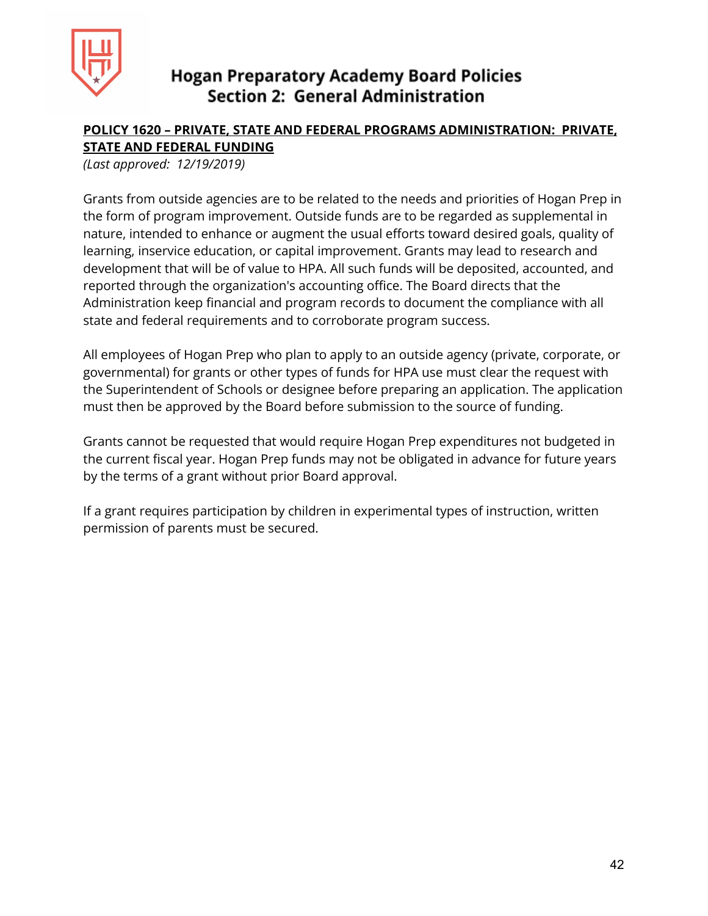# Hogan Preparatory Academy Board Policies
## Section 2: General Administration

**POLICY 1620 – PRIVATE, STATE AND FEDERAL PROGRAMS ADMINISTRATION: PRIVATE, STATE AND FEDERAL FUNDING**

*(Last approved: 12/19/2019)*

Grants from outside agencies are to be related to the needs and priorities of Hogan Prep in the form of program improvement. Outside funds are to be regarded as supplemental in nature, intended to enhance or augment the usual efforts toward desired goals, quality of learning, inservice education, or capital improvement. Grants may lead to research and development that will be of value to HPA. All such funds will be deposited, accounted, and reported through the organization's accounting office. The Board directs that the Administration keep financial and program records to document the compliance with all state and federal requirements and to corroborate program success.

All employees of Hogan Prep who plan to apply to an outside agency (private, corporate, or governmental) for grants or other types of funds for HPA use must clear the request with the Superintendent of Schools or designee before preparing an application. The application must then be approved by the Board before submission to the source of funding.

Grants cannot be requested that would require Hogan Prep expenditures not budgeted in the current fiscal year. Hogan Prep funds may not be obligated in advance for future years by the terms of a grant without prior Board approval.

If a grant requires participation by children in experimental types of instruction, written permission of parents must be secured.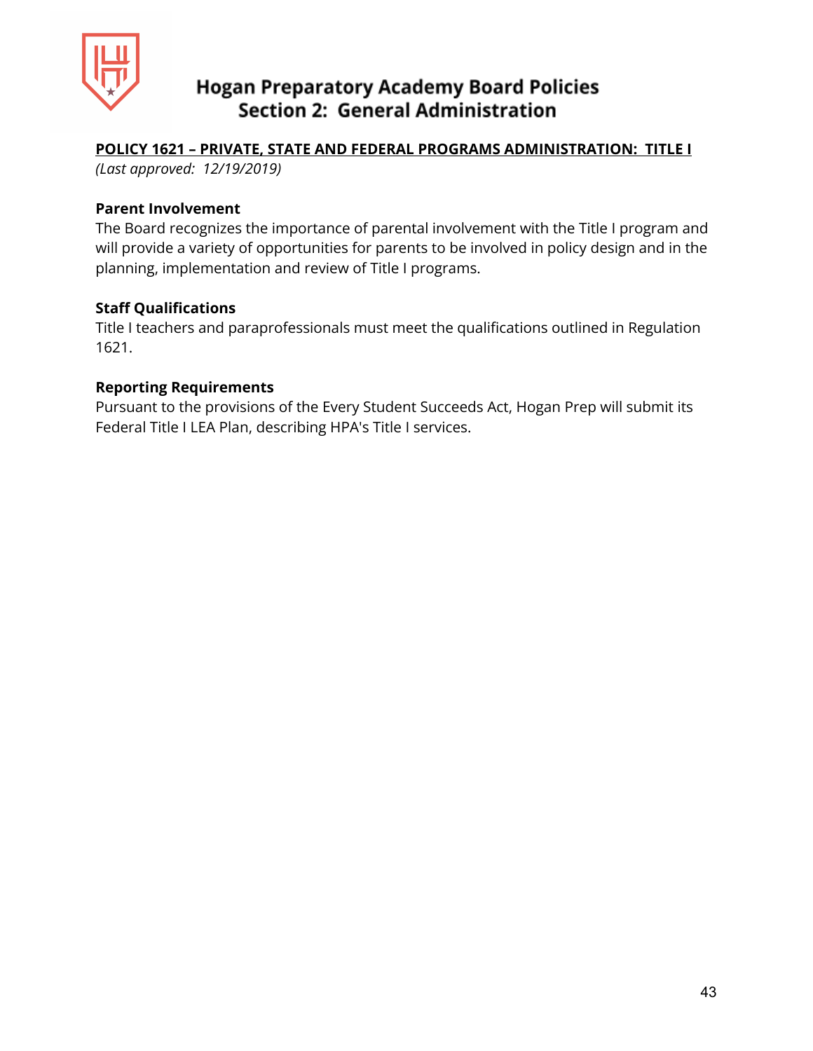# Hogan Preparatory Academy Board Policies
## Section 2: General Administration

**POLICY 1621 – PRIVATE, STATE AND FEDERAL PROGRAMS ADMINISTRATION: TITLE I**

*(Last approved: 12/19/2019)*

**Parent Involvement**

The Board recognizes the importance of parental involvement with the Title I program and will provide a variety of opportunities for parents to be involved in policy design and in the planning, implementation and review of Title I programs.

**Staff Qualifications**

Title I teachers and paraprofessionals must meet the qualifications outlined in Regulation 1621.

**Reporting Requirements**

Pursuant to the provisions of the Every Student Succeeds Act, Hogan Prep will submit its Federal Title I LEA Plan, describing HPA's Title I services.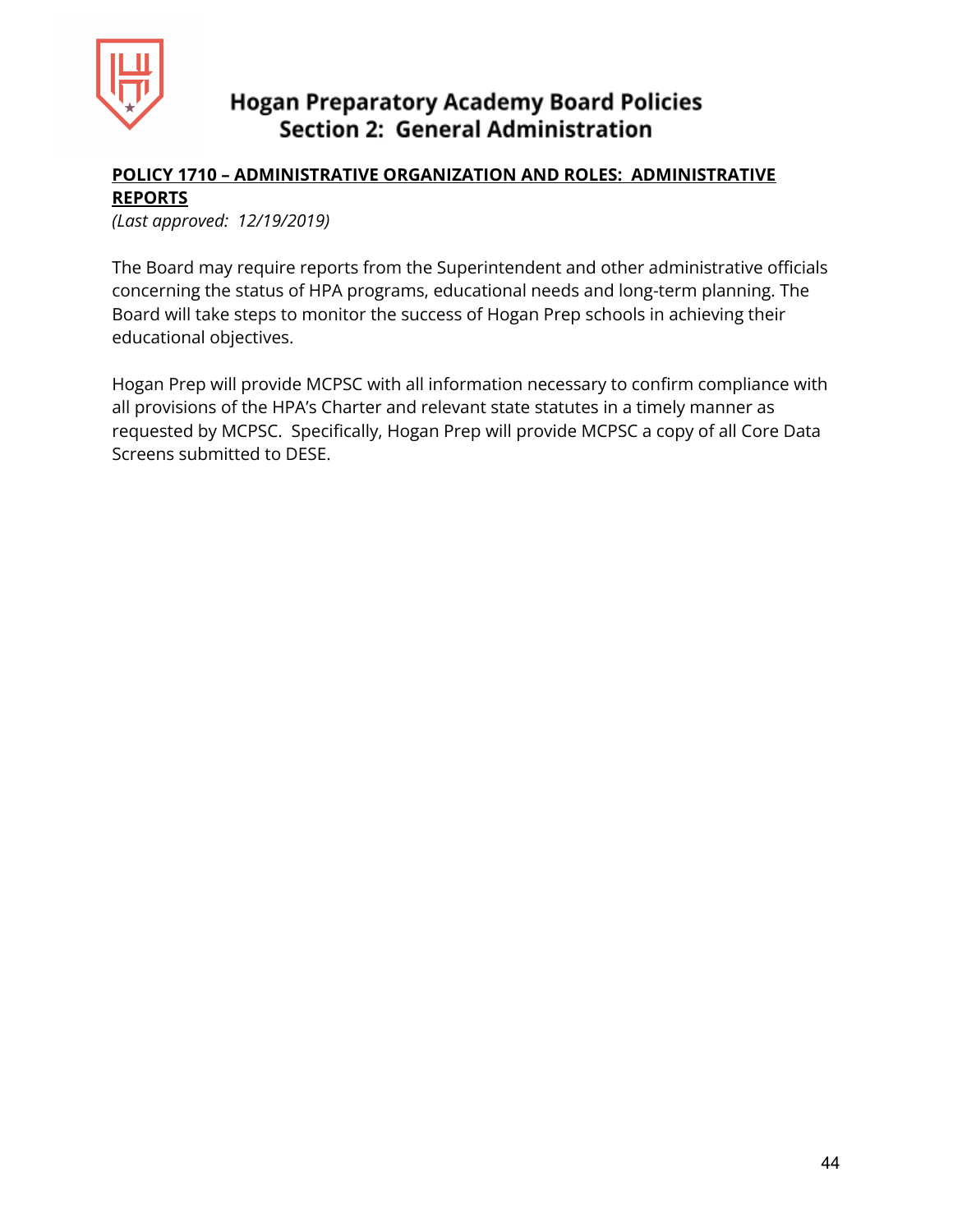## POLICY 1710 – ADMINISTRATIVE ORGANIZATION AND ROLES: ADMINISTRATIVE REPORTS

*(Last approved: 12/19/2019)*

The Board may require reports from the Superintendent and other administrative officials concerning the status of HPA programs, educational needs and long-term planning. The Board will take steps to monitor the success of Hogan Prep schools in achieving their educational objectives.

Hogan Prep will provide MCPSC with all information necessary to confirm compliance with all provisions of the HPA's Charter and relevant state statutes in a timely manner as requested by MCPSC. Specifically, Hogan Prep will provide MCPSC a copy of all Core Data Screens submitted to DESE.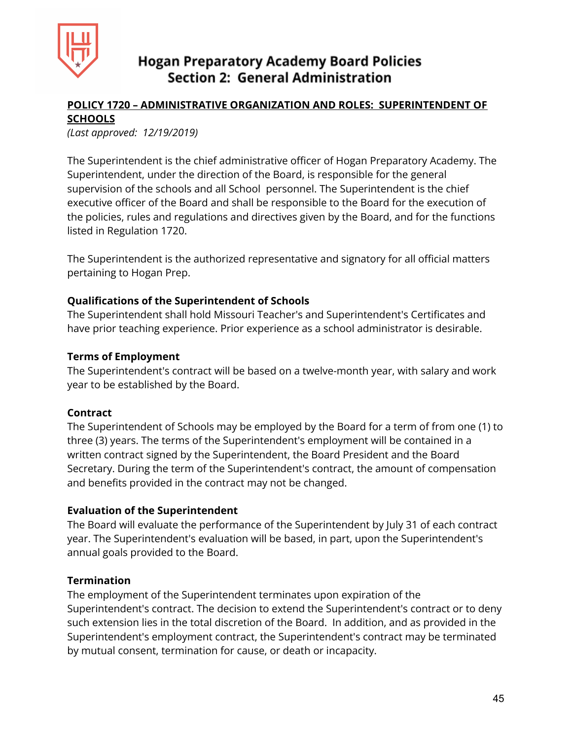# Hogan Preparatory Academy Board Policies
## Section 2: General Administration

**POLICY 1720 – ADMINISTRATIVE ORGANIZATION AND ROLES: SUPERINTENDENT OF SCHOOLS**

*(Last approved: 12/19/2019)*

The Superintendent is the chief administrative officer of Hogan Preparatory Academy. The Superintendent, under the direction of the Board, is responsible for the general supervision of the schools and all School personnel. The Superintendent is the chief executive officer of the Board and shall be responsible to the Board for the execution of the policies, rules and regulations and directives given by the Board, and for the functions listed in Regulation 1720.

The Superintendent is the authorized representative and signatory for all official matters pertaining to Hogan Prep.

**Qualifications of the Superintendent of Schools**

The Superintendent shall hold Missouri Teacher's and Superintendent's Certificates and have prior teaching experience. Prior experience as a school administrator is desirable.

**Terms of Employment**

The Superintendent's contract will be based on a twelve-month year, with salary and work year to be established by the Board.

**Contract**

The Superintendent of Schools may be employed by the Board for a term of from one (1) to three (3) years. The terms of the Superintendent's employment will be contained in a written contract signed by the Superintendent, the Board President and the Board Secretary. During the term of the Superintendent's contract, the amount of compensation and benefits provided in the contract may not be changed.

**Evaluation of the Superintendent**

The Board will evaluate the performance of the Superintendent by July 31 of each contract year. The Superintendent's evaluation will be based, in part, upon the Superintendent's annual goals provided to the Board.

**Termination**

The employment of the Superintendent terminates upon expiration of the Superintendent's contract. The decision to extend the Superintendent's contract or to deny such extension lies in the total discretion of the Board. In addition, and as provided in the Superintendent's employment contract, the Superintendent's contract may be terminated by mutual consent, termination for cause, or death or incapacity.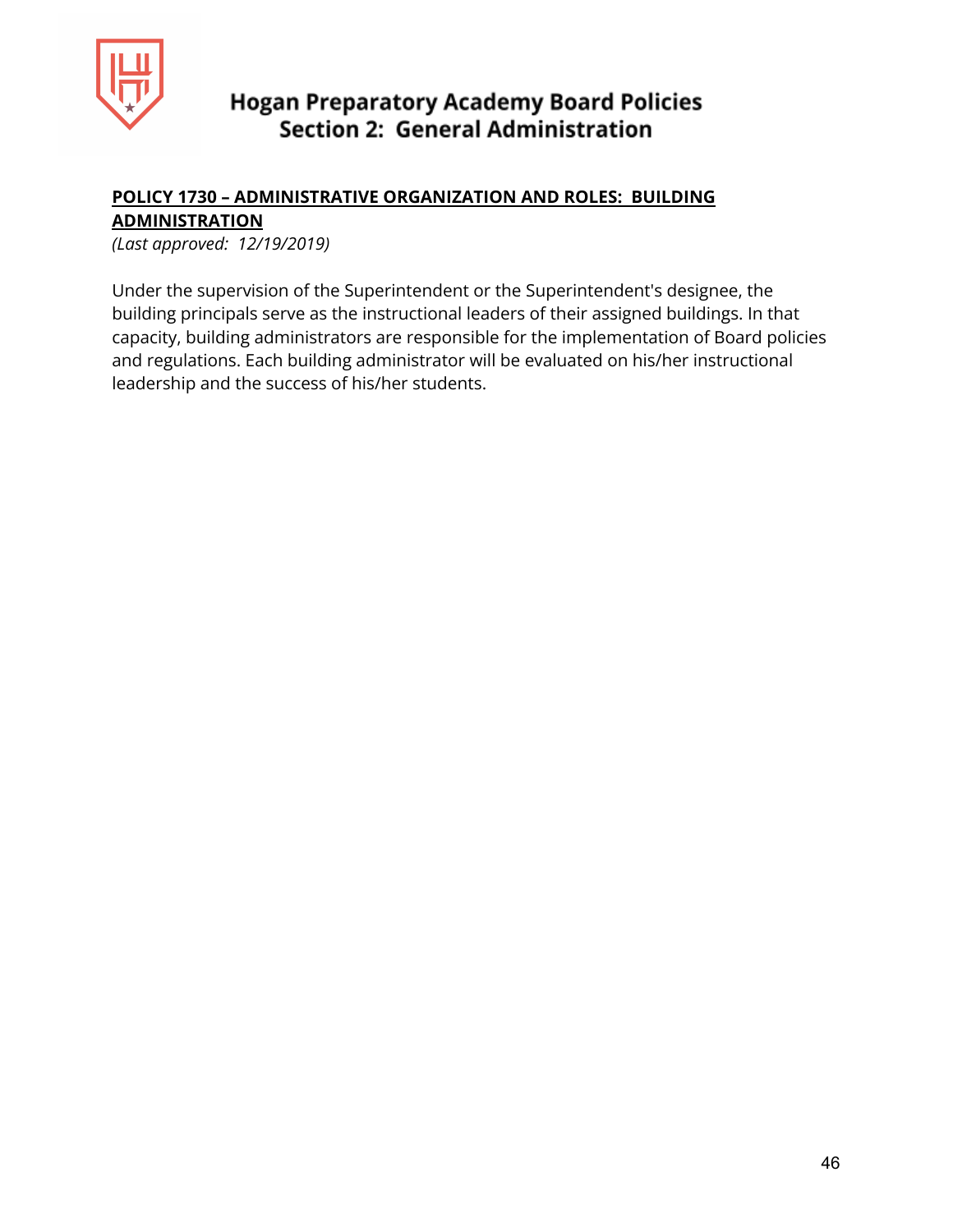**POLICY 1730 – ADMINISTRATIVE ORGANIZATION AND ROLES: BUILDING ADMINISTRATION**

*(Last approved: 12/19/2019)*

Under the supervision of the Superintendent or the Superintendent's designee, the building principals serve as the instructional leaders of their assigned buildings. In that capacity, building administrators are responsible for the implementation of Board policies and regulations. Each building administrator will be evaluated on his/her instructional leadership and the success of his/her students.